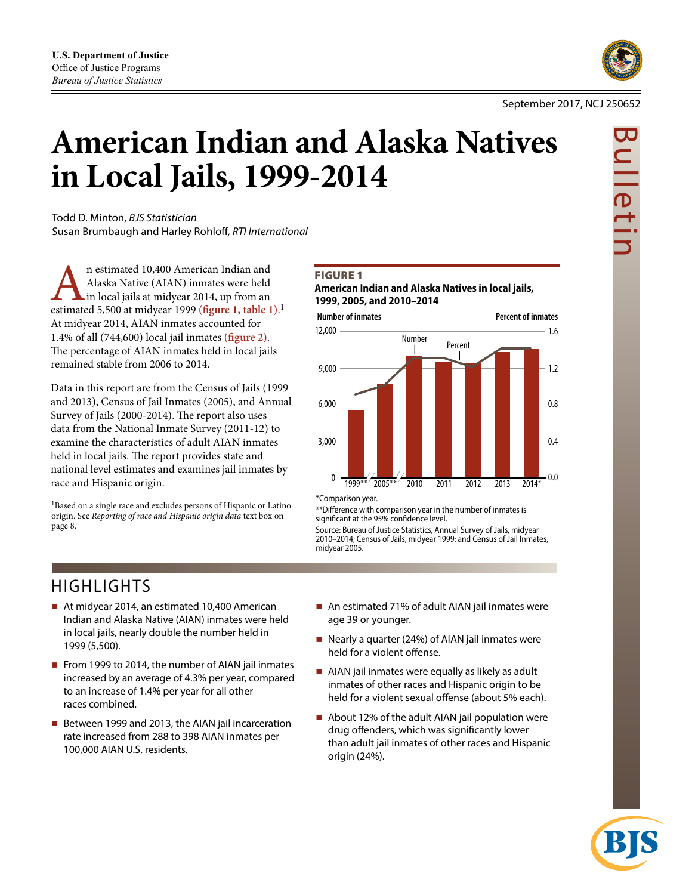U.S. Department of Justice
Office of Justice Programs
*Bureau of Justice Statistics*

September 2017, NCJ 250652

Bulletin

# American Indian and Alaska Natives in Local Jails, 1999-2014

Todd D. Minton, *BJS Statistician*
Susan Brumbaugh and Harley Rohloff, *RTI International*

An estimated 10,400 American Indian and Alaska Native (AIAN) inmates were held in local jails at midyear 2014, up from an estimated 5,500 at midyear 1999 **(figure 1, table 1)**.[1] At midyear 2014, AIAN inmates accounted for 1.4% of all (744,600) local jail inmates **(figure 2)**. The percentage of AIAN inmates held in local jails remained stable from 2006 to 2014.

Data in this report are from the Census of Jails (1999 and 2013), Census of Jail Inmates (2005), and Annual Survey of Jails (2000-2014). The report also uses data from the National Inmate Survey (2011-12) to examine the characteristics of adult AIAN inmates held in local jails. The report provides state and national level estimates and examines jail inmates by race and Hispanic origin.

[1]Based on a single race and excludes persons of Hispanic or Latino origin. See *Reporting of race and Hispanic origin data* text box on page 8.

**FIGURE 1**
**American Indian and Alaska Natives in local jails, 1999, 2005, and 2010–2014**

Number of inmates / Percent of inmates (bar chart: Number; line: Percent). Years: 1999**, 2005**, 2010, 2011, 2012, 2013, 2014*. Left axis 0–12,000; right axis 0.0–1.6.

*Comparison year.
**Difference with comparison year in the number of inmates is significant at the 95% confidence level.
Source: Bureau of Justice Statistics, Annual Survey of Jails, midyear 2010–2014; Census of Jails, midyear 1999; and Census of Jail Inmates, midyear 2005.

## HIGHLIGHTS

- At midyear 2014, an estimated 10,400 American Indian and Alaska Native (AIAN) inmates were held in local jails, nearly double the number held in 1999 (5,500).
- From 1999 to 2014, the number of AIAN jail inmates increased by an average of 4.3% per year, compared to an increase of 1.4% per year for all other races combined.
- Between 1999 and 2013, the AIAN jail incarceration rate increased from 288 to 398 AIAN inmates per 100,000 AIAN U.S. residents.
- An estimated 71% of adult AIAN jail inmates were age 39 or younger.
- Nearly a quarter (24%) of AIAN jail inmates were held for a violent offense.
- AIAN jail inmates were equally as likely as adult inmates of other races and Hispanic origin to be held for a violent sexual offense (about 5% each).
- About 12% of the adult AIAN jail population were drug offenders, which was significantly lower than adult jail inmates of other races and Hispanic origin (24%).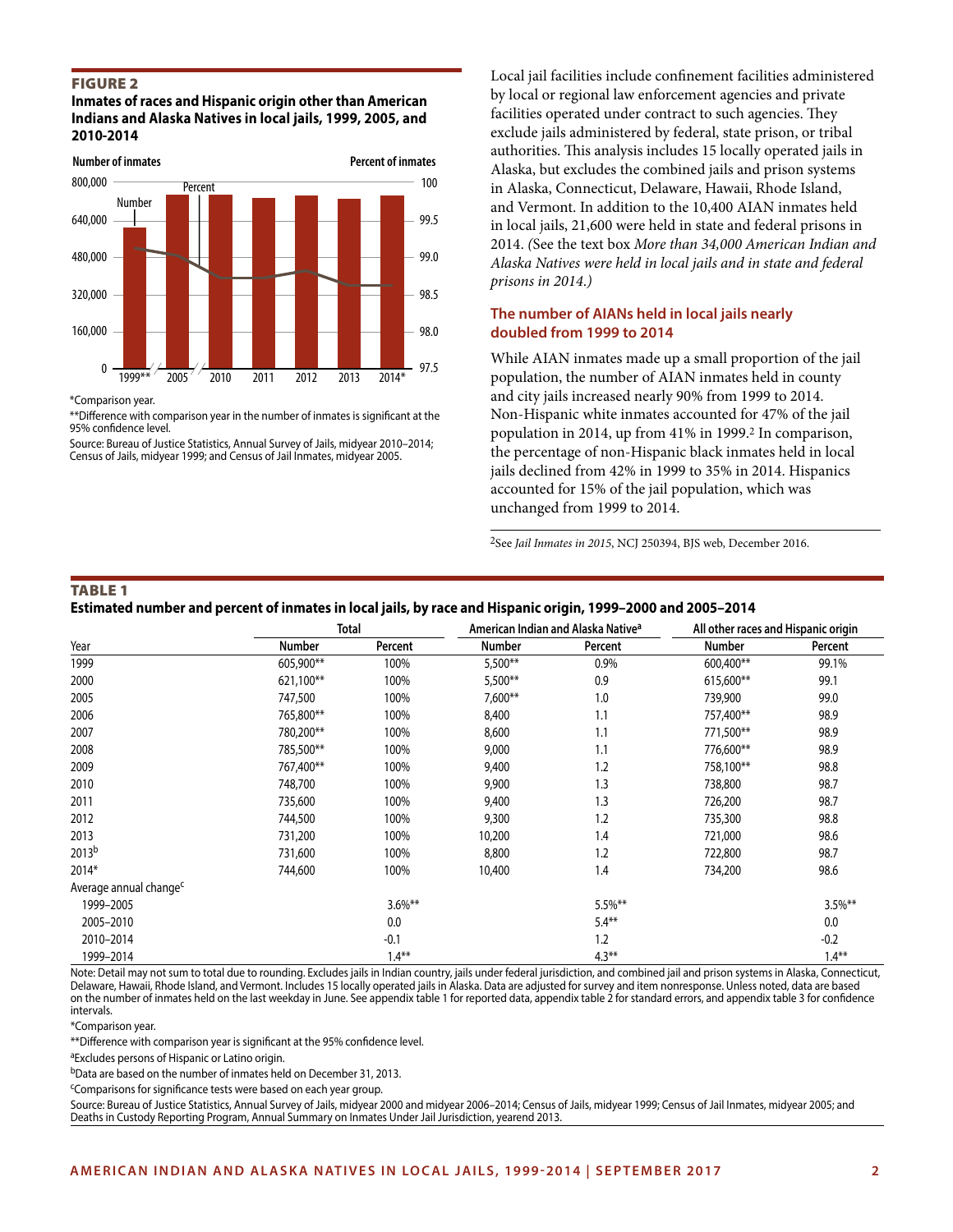### FIGURE 2

**Inmates of races and Hispanic origin other than American Indians and Alaska Natives in local jails, 1999, 2005, and 2010-2014**

*Comparison year.

**Difference with comparison year in the number of inmates is significant at the 95% confidence level.

Source: Bureau of Justice Statistics, Annual Survey of Jails, midyear 2010–2014; Census of Jails, midyear 1999; and Census of Jail Inmates, midyear 2005.

Local jail facilities include confinement facilities administered by local or regional law enforcement agencies and private facilities operated under contract to such agencies. They exclude jails administered by federal, state prison, or tribal authorities. This analysis includes 15 locally operated jails in Alaska, but excludes the combined jails and prison systems in Alaska, Connecticut, Delaware, Hawaii, Rhode Island, and Vermont. In addition to the 10,400 AIAN inmates held in local jails, 21,600 were held in state and federal prisons in 2014. (See the text box *More than 34,000 American Indian and Alaska Natives were held in local jails and in state and federal prisons in 2014.*)

### The number of AIANs held in local jails nearly doubled from 1999 to 2014

While AIAN inmates made up a small proportion of the jail population, the number of AIAN inmates held in county and city jails increased nearly 90% from 1999 to 2014. Non-Hispanic white inmates accounted for 47% of the jail population in 2014, up from 41% in 1999.[2] In comparison, the percentage of non-Hispanic black inmates held in local jails declined from 42% in 1999 to 35% in 2014. Hispanics accounted for 15% of the jail population, which was unchanged from 1999 to 2014.

[2]See *Jail Inmates in 2015*, NCJ 250394, BJS web, December 2016.

### TABLE 1

**Estimated number and percent of inmates in local jails, by race and Hispanic origin, 1999–2000 and 2005–2014**

| | Total | | American Indian and Alaska Native[a] | | All other races and Hispanic origin | |
|---|---|---|---|---|---|---|
| Year | Number | Percent | Number | Percent | Number | Percent |
| 1999 | 605,900** | 100% | 5,500** | 0.9% | 600,400** | 99.1% |
| 2000 | 621,100** | 100% | 5,500** | 0.9 | 615,600** | 99.1 |
| 2005 | 747,500 | 100% | 7,600** | 1.0 | 739,900 | 99.0 |
| 2006 | 765,800** | 100% | 8,400 | 1.1 | 757,400** | 98.9 |
| 2007 | 780,200** | 100% | 8,600 | 1.1 | 771,500** | 98.9 |
| 2008 | 785,500** | 100% | 9,000 | 1.1 | 776,600** | 98.9 |
| 2009 | 767,400** | 100% | 9,400 | 1.2 | 758,100** | 98.8 |
| 2010 | 748,700 | 100% | 9,900 | 1.3 | 738,800 | 98.7 |
| 2011 | 735,600 | 100% | 9,400 | 1.3 | 726,200 | 98.7 |
| 2012 | 744,500 | 100% | 9,300 | 1.2 | 735,300 | 98.8 |
| 2013 | 731,200 | 100% | 10,200 | 1.4 | 721,000 | 98.6 |
| 2013[b] | 731,600 | 100% | 8,800 | 1.2 | 722,800 | 98.7 |
| 2014* | 744,600 | 100% | 10,400 | 1.4 | 734,200 | 98.6 |
| Average annual change[c] | | | | | | |
| 1999–2005 | | 3.6%** | | 5.5%** | | 3.5%** |
| 2005–2010 | | 0.0 | | 5.4** | | 0.0 |
| 2010–2014 | | -0.1 | | 1.2 | | -0.2 |
| 1999–2014 | | 1.4** | | 4.3** | | 1.4** |

Note: Detail may not sum to total due to rounding. Excludes jails in Indian country, jails under federal jurisdiction, and combined jail and prison systems in Alaska, Connecticut, Delaware, Hawaii, Rhode Island, and Vermont. Includes 15 locally operated jails in Alaska. Data are adjusted for survey and item nonresponse. Unless noted, data are based on the number of inmates held on the last weekday in June. See appendix table 1 for reported data, appendix table 2 for standard errors, and appendix table 3 for confidence intervals.

*Comparison year.

**Difference with comparison year is significant at the 95% confidence level.

[a]Excludes persons of Hispanic or Latino origin.

[b]Data are based on the number of inmates held on December 31, 2013.

[c]Comparisons for significance tests were based on each year group.

Source: Bureau of Justice Statistics, Annual Survey of Jails, midyear 2000 and midyear 2006–2014; Census of Jails, midyear 1999; Census of Jail Inmates, midyear 2005; and Deaths in Custody Reporting Program, Annual Summary on Inmates Under Jail Jurisdiction, yearend 2013.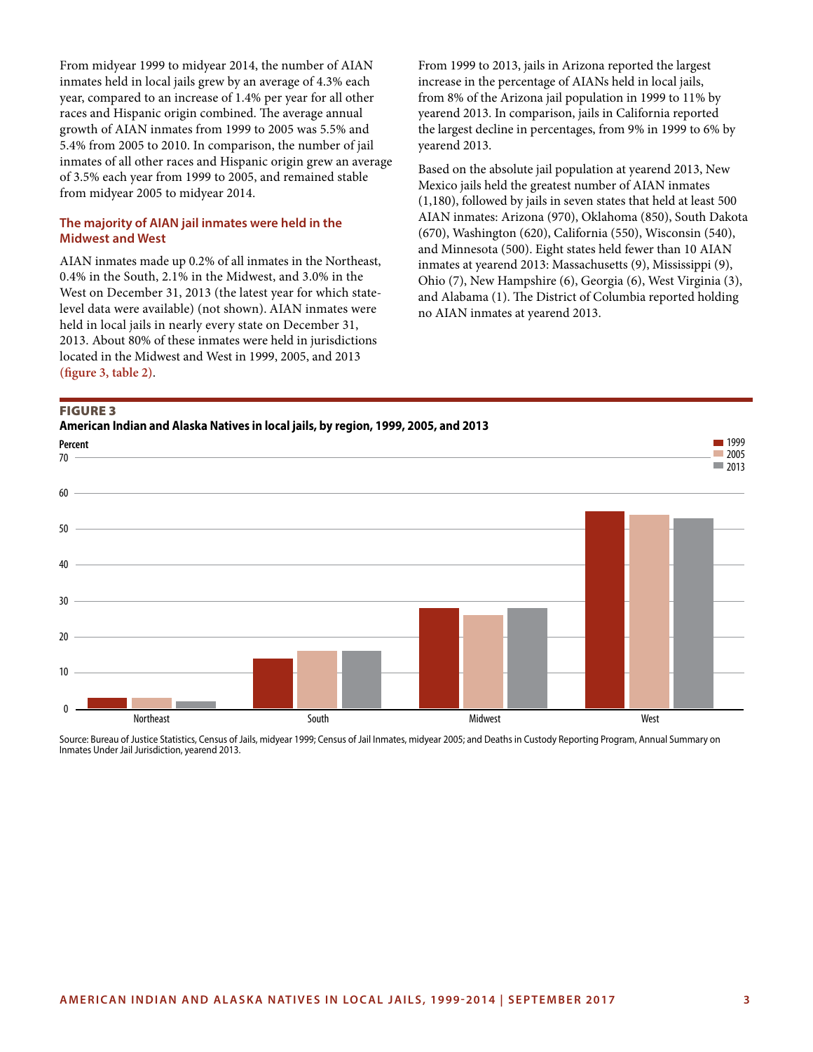From midyear 1999 to midyear 2014, the number of AIAN inmates held in local jails grew by an average of 4.3% each year, compared to an increase of 1.4% per year for all other races and Hispanic origin combined. The average annual growth of AIAN inmates from 1999 to 2005 was 5.5% and 5.4% from 2005 to 2010. In comparison, the number of jail inmates of all other races and Hispanic origin grew an average of 3.5% each year from 1999 to 2005, and remained stable from midyear 2005 to midyear 2014.

### The majority of AIAN jail inmates were held in the Midwest and West

AIAN inmates made up 0.2% of all inmates in the Northeast, 0.4% in the South, 2.1% in the Midwest, and 3.0% in the West on December 31, 2013 (the latest year for which state-level data were available) (not shown). AIAN inmates were held in local jails in nearly every state on December 31, 2013. About 80% of these inmates were held in jurisdictions located in the Midwest and West in 1999, 2005, and 2013 (figure 3, table 2).

From 1999 to 2013, jails in Arizona reported the largest increase in the percentage of AIANs held in local jails, from 8% of the Arizona jail population in 1999 to 11% by yearend 2013. In comparison, jails in California reported the largest decline in percentages, from 9% in 1999 to 6% by yearend 2013.

Based on the absolute jail population at yearend 2013, New Mexico jails held the greatest number of AIAN inmates (1,180), followed by jails in seven states that held at least 500 AIAN inmates: Arizona (970), Oklahoma (850), South Dakota (670), Washington (620), California (550), Wisconsin (540), and Minnesota (500). Eight states held fewer than 10 AIAN inmates at yearend 2013: Massachusetts (9), Mississippi (9), Ohio (7), New Hampshire (6), Georgia (6), West Virginia (3), and Alabama (1). The District of Columbia reported holding no AIAN inmates at yearend 2013.

**FIGURE 3**

**American Indian and Alaska Natives in local jails, by region, 1999, 2005, and 2013**

Source: Bureau of Justice Statistics, Census of Jails, midyear 1999; Census of Jail Inmates, midyear 2005; and Deaths in Custody Reporting Program, Annual Summary on Inmates Under Jail Jurisdiction, yearend 2013.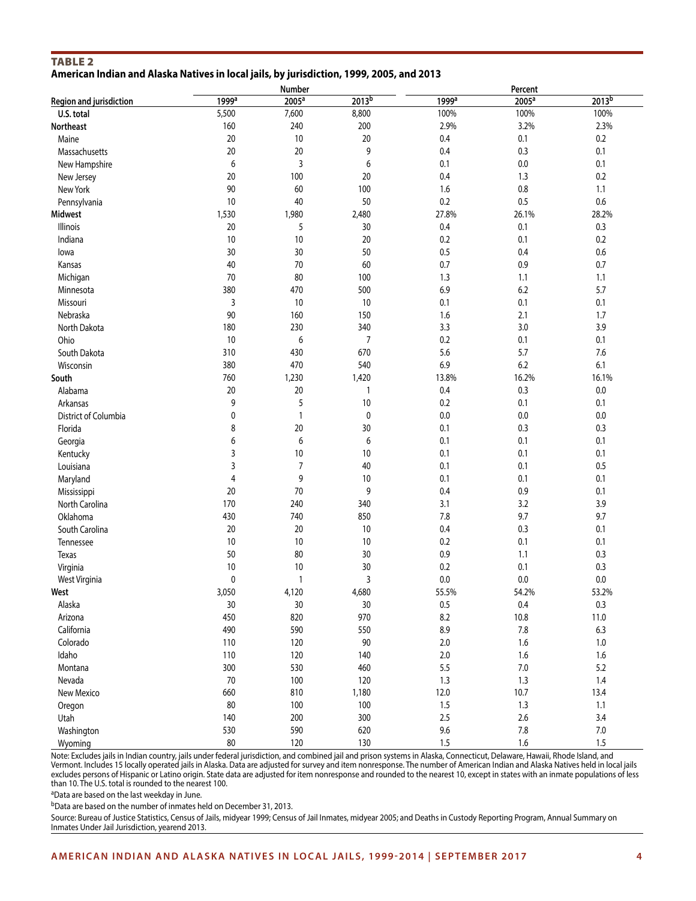**TABLE 2**
**American Indian and Alaska Natives in local jails, by jurisdiction, 1999, 2005, and 2013**

| Region and jurisdiction | Number | | | Percent | | |
|---|---|---|---|---|---|---|
| | 1999[a] | 2005[a] | 2013[b] | 1999[a] | 2005[a] | 2013[b] |
| **U.S. total** | 5,500 | 7,600 | 8,800 | 100% | 100% | 100% |
| **Northeast** | 160 | 240 | 200 | 2.9% | 3.2% | 2.3% |
| Maine | 20 | 10 | 20 | 0.4 | 0.1 | 0.2 |
| Massachusetts | 20 | 20 | 9 | 0.4 | 0.3 | 0.1 |
| New Hampshire | 6 | 3 | 6 | 0.1 | 0.0 | 0.1 |
| New Jersey | 20 | 100 | 20 | 0.4 | 1.3 | 0.2 |
| New York | 90 | 60 | 100 | 1.6 | 0.8 | 1.1 |
| Pennsylvania | 10 | 40 | 50 | 0.2 | 0.5 | 0.6 |
| **Midwest** | 1,530 | 1,980 | 2,480 | 27.8% | 26.1% | 28.2% |
| Illinois | 20 | 5 | 30 | 0.4 | 0.1 | 0.3 |
| Indiana | 10 | 10 | 20 | 0.2 | 0.1 | 0.2 |
| Iowa | 30 | 30 | 50 | 0.5 | 0.4 | 0.6 |
| Kansas | 40 | 70 | 60 | 0.7 | 0.9 | 0.7 |
| Michigan | 70 | 80 | 100 | 1.3 | 1.1 | 1.1 |
| Minnesota | 380 | 470 | 500 | 6.9 | 6.2 | 5.7 |
| Missouri | 3 | 10 | 10 | 0.1 | 0.1 | 0.1 |
| Nebraska | 90 | 160 | 150 | 1.6 | 2.1 | 1.7 |
| North Dakota | 180 | 230 | 340 | 3.3 | 3.0 | 3.9 |
| Ohio | 10 | 6 | 7 | 0.2 | 0.1 | 0.1 |
| South Dakota | 310 | 430 | 670 | 5.6 | 5.7 | 7.6 |
| Wisconsin | 380 | 470 | 540 | 6.9 | 6.2 | 6.1 |
| **South** | 760 | 1,230 | 1,420 | 13.8% | 16.2% | 16.1% |
| Alabama | 20 | 20 | 1 | 0.4 | 0.3 | 0.0 |
| Arkansas | 9 | 5 | 10 | 0.2 | 0.1 | 0.1 |
| District of Columbia | 0 | 1 | 0 | 0.0 | 0.0 | 0.0 |
| Florida | 8 | 20 | 30 | 0.1 | 0.3 | 0.3 |
| Georgia | 6 | 6 | 6 | 0.1 | 0.1 | 0.1 |
| Kentucky | 3 | 10 | 10 | 0.1 | 0.1 | 0.1 |
| Louisiana | 3 | 7 | 40 | 0.1 | 0.1 | 0.5 |
| Maryland | 4 | 9 | 10 | 0.1 | 0.1 | 0.1 |
| Mississippi | 20 | 70 | 9 | 0.4 | 0.9 | 0.1 |
| North Carolina | 170 | 240 | 340 | 3.1 | 3.2 | 3.9 |
| Oklahoma | 430 | 740 | 850 | 7.8 | 9.7 | 9.7 |
| South Carolina | 20 | 20 | 10 | 0.4 | 0.3 | 0.1 |
| Tennessee | 10 | 10 | 10 | 0.2 | 0.1 | 0.1 |
| Texas | 50 | 80 | 30 | 0.9 | 1.1 | 0.3 |
| Virginia | 10 | 10 | 30 | 0.2 | 0.1 | 0.3 |
| West Virginia | 0 | 1 | 3 | 0.0 | 0.0 | 0.0 |
| **West** | 3,050 | 4,120 | 4,680 | 55.5% | 54.2% | 53.2% |
| Alaska | 30 | 30 | 30 | 0.5 | 0.4 | 0.3 |
| Arizona | 450 | 820 | 970 | 8.2 | 10.8 | 11.0 |
| California | 490 | 590 | 550 | 8.9 | 7.8 | 6.3 |
| Colorado | 110 | 120 | 90 | 2.0 | 1.6 | 1.0 |
| Idaho | 110 | 120 | 140 | 2.0 | 1.6 | 1.6 |
| Montana | 300 | 530 | 460 | 5.5 | 7.0 | 5.2 |
| Nevada | 70 | 100 | 120 | 1.3 | 1.3 | 1.4 |
| New Mexico | 660 | 810 | 1,180 | 12.0 | 10.7 | 13.4 |
| Oregon | 80 | 100 | 100 | 1.5 | 1.3 | 1.1 |
| Utah | 140 | 200 | 300 | 2.5 | 2.6 | 3.4 |
| Washington | 530 | 590 | 620 | 9.6 | 7.8 | 7.0 |
| Wyoming | 80 | 120 | 130 | 1.5 | 1.6 | 1.5 |

Note: Excludes jails in Indian country, jails under federal jurisdiction, and combined jail and prison systems in Alaska, Connecticut, Delaware, Hawaii, Rhode Island, and Vermont. Includes 15 locally operated jails in Alaska. Data are adjusted for survey and item nonresponse. The number of American Indian and Alaska Natives held in local jails excludes persons of Hispanic or Latino origin. State data are adjusted for item nonresponse and rounded to the nearest 10, except in states with an inmate populations of less than 10. The U.S. total is rounded to the nearest 100.

[a]Data are based on the last weekday in June.

[b]Data are based on the number of inmates held on December 31, 2013.

Source: Bureau of Justice Statistics, Census of Jails, midyear 1999; Census of Jail Inmates, midyear 2005; and Deaths in Custody Reporting Program, Annual Summary on Inmates Under Jail Jurisdiction, yearend 2013.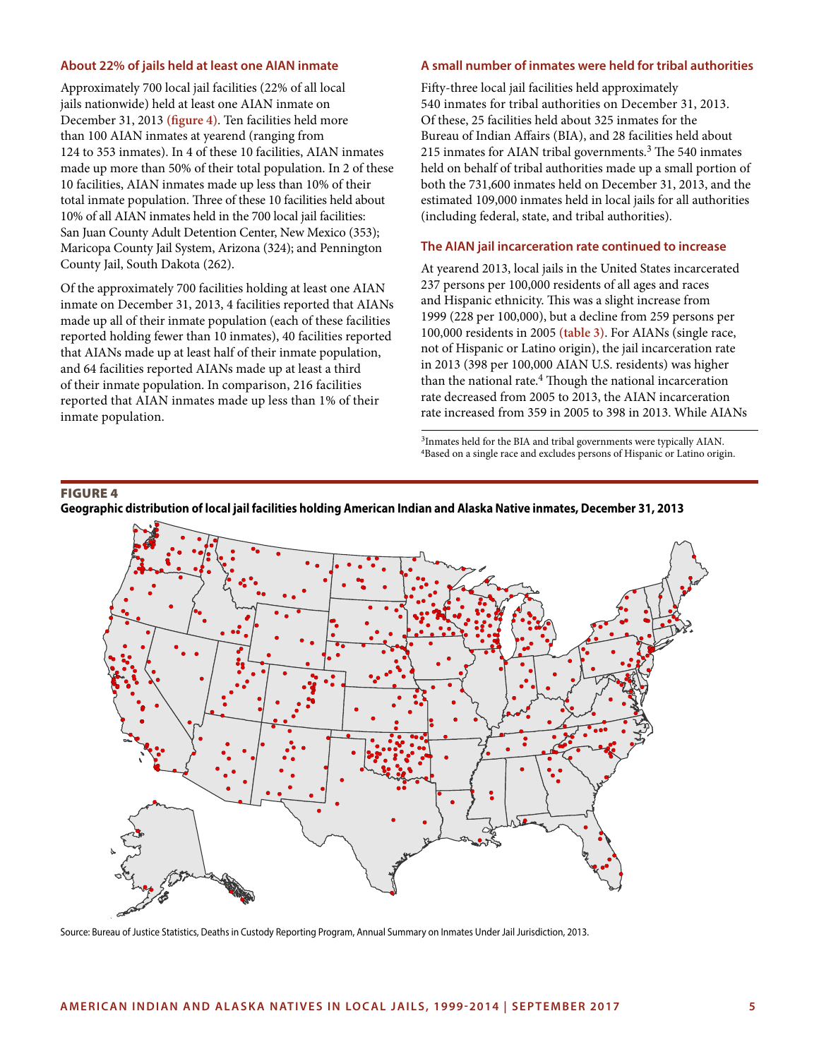### About 22% of jails held at least one AIAN inmate

Approximately 700 local jail facilities (22% of all local jails nationwide) held at least one AIAN inmate on December 31, 2013 (figure 4). Ten facilities held more than 100 AIAN inmates at yearend (ranging from 124 to 353 inmates). In 4 of these 10 facilities, AIAN inmates made up more than 50% of their total population. In 2 of these 10 facilities, AIAN inmates made up less than 10% of their total inmate population. Three of these 10 facilities held about 10% of all AIAN inmates held in the 700 local jail facilities: San Juan County Adult Detention Center, New Mexico (353); Maricopa County Jail System, Arizona (324); and Pennington County Jail, South Dakota (262).

Of the approximately 700 facilities holding at least one AIAN inmate on December 31, 2013, 4 facilities reported that AIANs made up all of their inmate population (each of these facilities reported holding fewer than 10 inmates), 40 facilities reported that AIANs made up at least half of their inmate population, and 64 facilities reported AIANs made up at least a third of their inmate population. In comparison, 216 facilities reported that AIAN inmates made up less than 1% of their inmate population.

### A small number of inmates were held for tribal authorities

Fifty-three local jail facilities held approximately 540 inmates for tribal authorities on December 31, 2013. Of these, 25 facilities held about 325 inmates for the Bureau of Indian Affairs (BIA), and 28 facilities held about 215 inmates for AIAN tribal governments.[3] The 540 inmates held on behalf of tribal authorities made up a small portion of both the 731,600 inmates held on December 31, 2013, and the estimated 109,000 inmates held in local jails for all authorities (including federal, state, and tribal authorities).

### The AIAN jail incarceration rate continued to increase

At yearend 2013, local jails in the United States incarcerated 237 persons per 100,000 residents of all ages and races and Hispanic ethnicity. This was a slight increase from 1999 (228 per 100,000), but a decline from 259 persons per 100,000 residents in 2005 (table 3). For AIANs (single race, not of Hispanic or Latino origin), the jail incarceration rate in 2013 (398 per 100,000 AIAN U.S. residents) was higher than the national rate.[4] Though the national incarceration rate decreased from 2005 to 2013, the AIAN incarceration rate increased from 359 in 2005 to 398 in 2013. While AIANs

[3]Inmates held for the BIA and tribal governments were typically AIAN.
[4]Based on a single race and excludes persons of Hispanic or Latino origin.

**FIGURE 4**
**Geographic distribution of local jail facilities holding American Indian and Alaska Native inmates, December 31, 2013**

Source: Bureau of Justice Statistics, Deaths in Custody Reporting Program, Annual Summary on Inmates Under Jail Jurisdiction, 2013.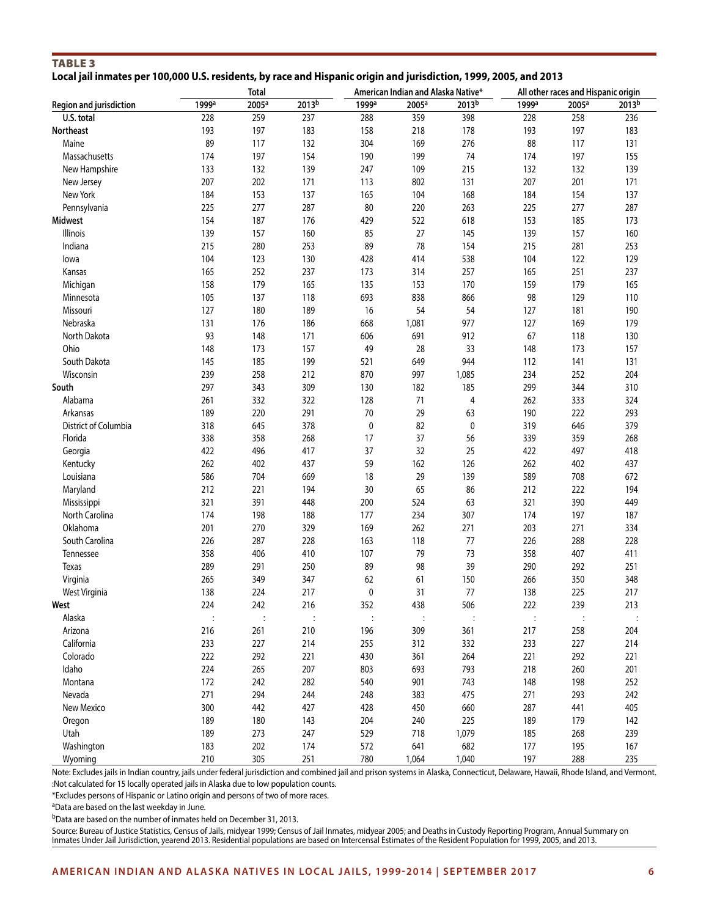**TABLE 3**

**Local jail inmates per 100,000 U.S. residents, by race and Hispanic origin and jurisdiction, 1999, 2005, and 2013**

| Region and jurisdiction | Total | | | American Indian and Alaska Native* | | | All other races and Hispanic origin | | |
|---|---|---|---|---|---|---|---|---|---|
| | 1999[a] | 2005[a] | 2013[b] | 1999[a] | 2005[a] | 2013[b] | 1999[a] | 2005[a] | 2013[b] |
| U.S. total | 228 | 259 | 237 | 288 | 359 | 398 | 228 | 258 | 236 |
| **Northeast** | 193 | 197 | 183 | 158 | 218 | 178 | 193 | 197 | 183 |
| Maine | 89 | 117 | 132 | 304 | 169 | 276 | 88 | 117 | 131 |
| Massachusetts | 174 | 197 | 154 | 190 | 199 | 74 | 174 | 197 | 155 |
| New Hampshire | 133 | 132 | 139 | 247 | 109 | 215 | 132 | 132 | 139 |
| New Jersey | 207 | 202 | 171 | 113 | 802 | 131 | 207 | 201 | 171 |
| New York | 184 | 153 | 137 | 165 | 104 | 168 | 184 | 154 | 137 |
| Pennsylvania | 225 | 277 | 287 | 80 | 220 | 263 | 225 | 277 | 287 |
| **Midwest** | 154 | 187 | 176 | 429 | 522 | 618 | 153 | 185 | 173 |
| Illinois | 139 | 157 | 160 | 85 | 27 | 145 | 139 | 157 | 160 |
| Indiana | 215 | 280 | 253 | 89 | 78 | 154 | 215 | 281 | 253 |
| Iowa | 104 | 123 | 130 | 428 | 414 | 538 | 104 | 122 | 129 |
| Kansas | 165 | 252 | 237 | 173 | 314 | 257 | 165 | 251 | 237 |
| Michigan | 158 | 179 | 165 | 135 | 153 | 170 | 159 | 179 | 165 |
| Minnesota | 105 | 137 | 118 | 693 | 838 | 866 | 98 | 129 | 110 |
| Missouri | 127 | 180 | 189 | 16 | 54 | 54 | 127 | 181 | 190 |
| Nebraska | 131 | 176 | 186 | 668 | 1,081 | 977 | 127 | 169 | 179 |
| North Dakota | 93 | 148 | 171 | 606 | 691 | 912 | 67 | 118 | 130 |
| Ohio | 148 | 173 | 157 | 49 | 28 | 33 | 148 | 173 | 157 |
| South Dakota | 145 | 185 | 199 | 521 | 649 | 944 | 112 | 141 | 131 |
| Wisconsin | 239 | 258 | 212 | 870 | 997 | 1,085 | 234 | 252 | 204 |
| **South** | 297 | 343 | 309 | 130 | 182 | 185 | 299 | 344 | 310 |
| Alabama | 261 | 332 | 322 | 128 | 71 | 4 | 262 | 333 | 324 |
| Arkansas | 189 | 220 | 291 | 70 | 29 | 63 | 190 | 222 | 293 |
| District of Columbia | 318 | 645 | 378 | 0 | 82 | 0 | 319 | 646 | 379 |
| Florida | 338 | 358 | 268 | 17 | 37 | 56 | 339 | 359 | 268 |
| Georgia | 422 | 496 | 417 | 37 | 32 | 25 | 422 | 497 | 418 |
| Kentucky | 262 | 402 | 437 | 59 | 162 | 126 | 262 | 402 | 437 |
| Louisiana | 586 | 704 | 669 | 18 | 29 | 139 | 589 | 708 | 672 |
| Maryland | 212 | 221 | 194 | 30 | 65 | 86 | 212 | 222 | 194 |
| Mississippi | 321 | 391 | 448 | 200 | 524 | 63 | 321 | 390 | 449 |
| North Carolina | 174 | 198 | 188 | 177 | 234 | 307 | 174 | 197 | 187 |
| Oklahoma | 201 | 270 | 329 | 169 | 262 | 271 | 203 | 271 | 334 |
| South Carolina | 226 | 287 | 228 | 163 | 118 | 77 | 226 | 288 | 228 |
| Tennessee | 358 | 406 | 410 | 107 | 79 | 73 | 358 | 407 | 411 |
| Texas | 289 | 291 | 250 | 89 | 98 | 39 | 290 | 292 | 251 |
| Virginia | 265 | 349 | 347 | 62 | 61 | 150 | 266 | 350 | 348 |
| West Virginia | 138 | 224 | 217 | 0 | 31 | 77 | 138 | 225 | 217 |
| **West** | 224 | 242 | 216 | 352 | 438 | 506 | 222 | 239 | 213 |
| Alaska | : | : | : | : | : | : | : | : | : |
| Arizona | 216 | 261 | 210 | 196 | 309 | 361 | 217 | 258 | 204 |
| California | 233 | 227 | 214 | 255 | 312 | 332 | 233 | 227 | 214 |
| Colorado | 222 | 292 | 221 | 430 | 361 | 264 | 221 | 292 | 221 |
| Idaho | 224 | 265 | 207 | 803 | 693 | 793 | 218 | 260 | 201 |
| Montana | 172 | 242 | 282 | 540 | 901 | 743 | 148 | 198 | 252 |
| Nevada | 271 | 294 | 244 | 248 | 383 | 475 | 271 | 293 | 242 |
| New Mexico | 300 | 442 | 427 | 428 | 450 | 660 | 287 | 441 | 405 |
| Oregon | 189 | 180 | 143 | 204 | 240 | 225 | 189 | 179 | 142 |
| Utah | 189 | 273 | 247 | 529 | 718 | 1,079 | 185 | 268 | 239 |
| Washington | 183 | 202 | 174 | 572 | 641 | 682 | 177 | 195 | 167 |
| Wyoming | 210 | 305 | 251 | 780 | 1,064 | 1,040 | 197 | 288 | 235 |

Note: Excludes jails in Indian country, jails under federal jurisdiction and combined jail and prison systems in Alaska, Connecticut, Delaware, Hawaii, Rhode Island, and Vermont.

:Not calculated for 15 locally operated jails in Alaska due to low population counts.

*Excludes persons of Hispanic or Latino origin and persons of two of more races.

[a]Data are based on the last weekday in June.

[b]Data are based on the number of inmates held on December 31, 2013.

Source: Bureau of Justice Statistics, Census of Jails, midyear 1999; Census of Jail Inmates, midyear 2005; and Deaths in Custody Reporting Program, Annual Summary on Inmates Under Jail Jurisdiction, yearend 2013. Residential populations are based on Intercensal Estimates of the Resident Population for 1999, 2005, and 2013.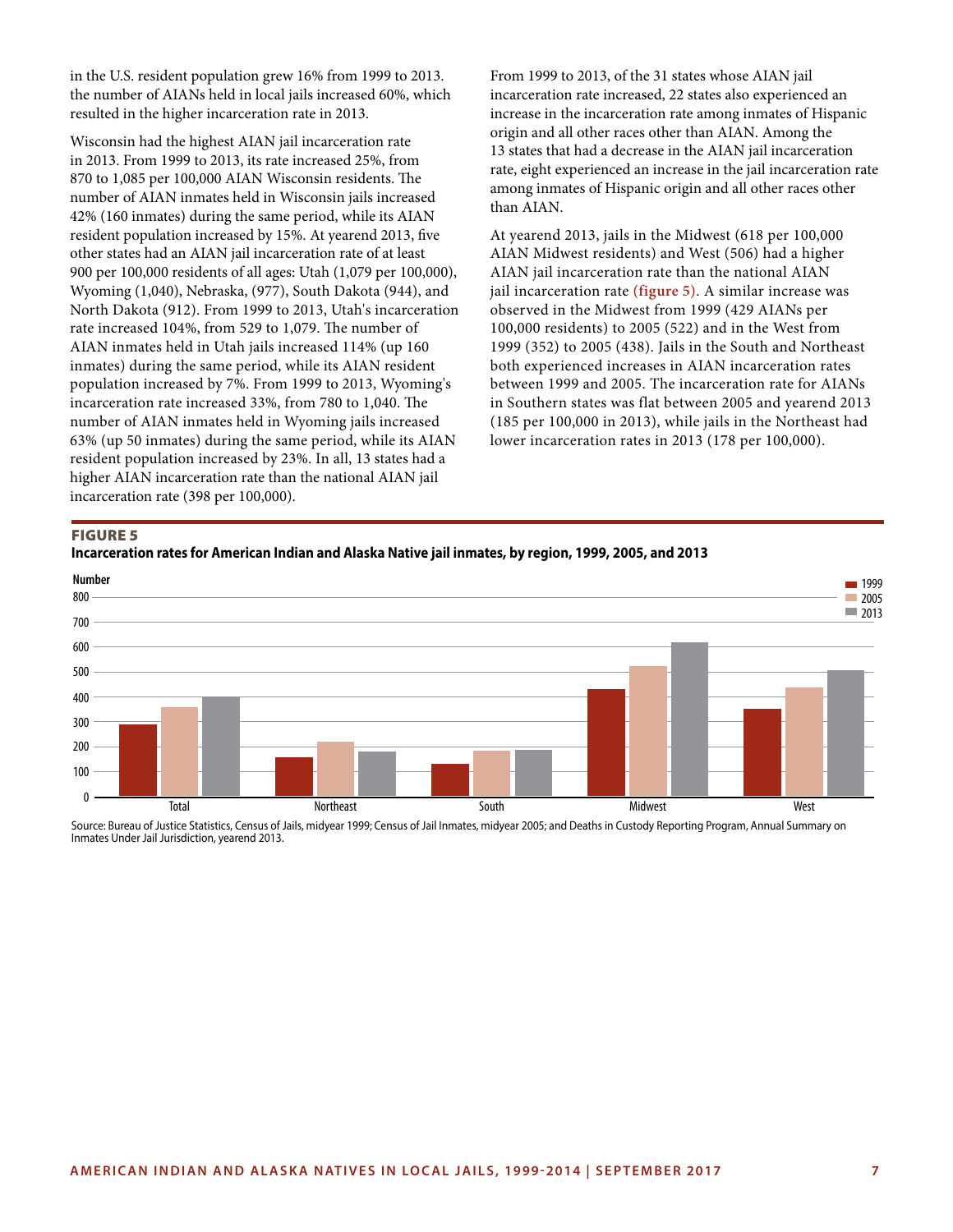in the U.S. resident population grew 16% from 1999 to 2013. the number of AIANs held in local jails increased 60%, which resulted in the higher incarceration rate in 2013.

Wisconsin had the highest AIAN jail incarceration rate in 2013. From 1999 to 2013, its rate increased 25%, from 870 to 1,085 per 100,000 AIAN Wisconsin residents. The number of AIAN inmates held in Wisconsin jails increased 42% (160 inmates) during the same period, while its AIAN resident population increased by 15%. At yearend 2013, five other states had an AIAN jail incarceration rate of at least 900 per 100,000 residents of all ages: Utah (1,079 per 100,000), Wyoming (1,040), Nebraska, (977), South Dakota (944), and North Dakota (912). From 1999 to 2013, Utah's incarceration rate increased 104%, from 529 to 1,079. The number of AIAN inmates held in Utah jails increased 114% (up 160 inmates) during the same period, while its AIAN resident population increased by 7%. From 1999 to 2013, Wyoming's incarceration rate increased 33%, from 780 to 1,040. The number of AIAN inmates held in Wyoming jails increased 63% (up 50 inmates) during the same period, while its AIAN resident population increased by 23%. In all, 13 states had a higher AIAN incarceration rate than the national AIAN jail incarceration rate (398 per 100,000).

From 1999 to 2013, of the 31 states whose AIAN jail incarceration rate increased, 22 states also experienced an increase in the incarceration rate among inmates of Hispanic origin and all other races other than AIAN. Among the 13 states that had a decrease in the AIAN jail incarceration rate, eight experienced an increase in the jail incarceration rate among inmates of Hispanic origin and all other races other than AIAN.

At yearend 2013, jails in the Midwest (618 per 100,000 AIAN Midwest residents) and West (506) had a higher AIAN jail incarceration rate than the national AIAN jail incarceration rate **(figure 5)**. A similar increase was observed in the Midwest from 1999 (429 AIANs per 100,000 residents) to 2005 (522) and in the West from 1999 (352) to 2005 (438). Jails in the South and Northeast both experienced increases in AIAN incarceration rates between 1999 and 2005. The incarceration rate for AIANs in Southern states was flat between 2005 and yearend 2013 (185 per 100,000 in 2013), while jails in the Northeast had lower incarceration rates in 2013 (178 per 100,000).

**FIGURE 5**

**Incarceration rates for American Indian and Alaska Native jail inmates, by region, 1999, 2005, and 2013**

Source: Bureau of Justice Statistics, Census of Jails, midyear 1999; Census of Jail Inmates, midyear 2005; and Deaths in Custody Reporting Program, Annual Summary on Inmates Under Jail Jurisdiction, yearend 2013.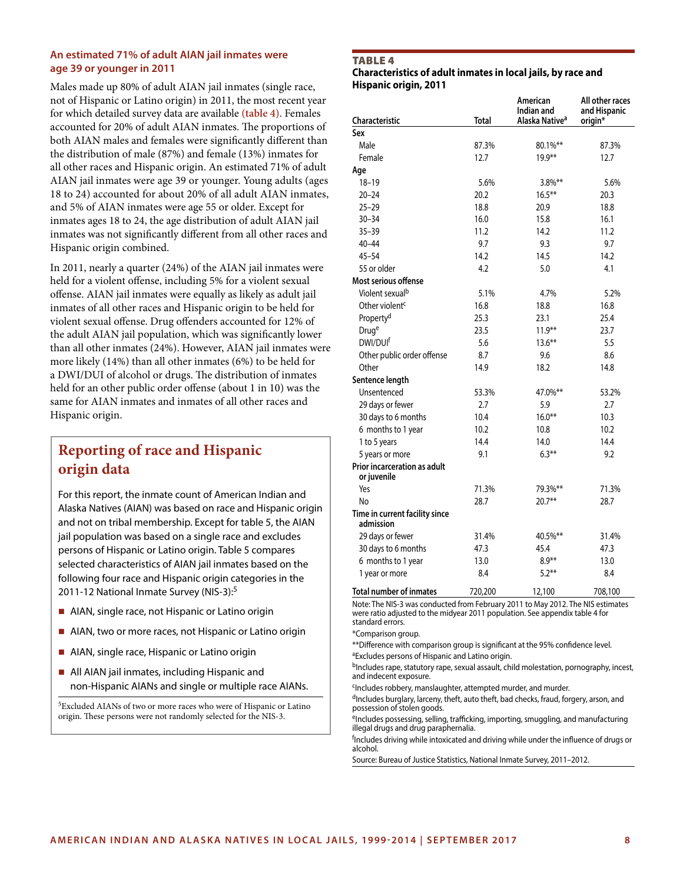### An estimated 71% of adult AIAN jail inmates were age 39 or younger in 2011

Males made up 80% of adult AIAN jail inmates (single race, not of Hispanic or Latino origin) in 2011, the most recent year for which detailed survey data are available **(table 4)**. Females accounted for 20% of adult AIAN inmates. The proportions of both AIAN males and females were significantly different than the distribution of male (87%) and female (13%) inmates for all other races and Hispanic origin. An estimated 71% of adult AIAN jail inmates were age 39 or younger. Young adults (ages 18 to 24) accounted for about 20% of all adult AIAN inmates, and 5% of AIAN inmates were age 55 or older. Except for inmates ages 18 to 24, the age distribution of adult AIAN jail inmates was not significantly different from all other races and Hispanic origin combined.

In 2011, nearly a quarter (24%) of the AIAN jail inmates were held for a violent offense, including 5% for a violent sexual offense. AIAN jail inmates were equally as likely as adult jail inmates of all other races and Hispanic origin to be held for violent sexual offense. Drug offenders accounted for 12% of the adult AIAN jail population, which was significantly lower than all other inmates (24%). However, AIAN jail inmates were more likely (14%) than all other inmates (6%) to be held for a DWI/DUI of alcohol or drugs. The distribution of inmates held for an other public order offense (about 1 in 10) was the same for AIAN inmates and inmates of all other races and Hispanic origin.

## Reporting of race and Hispanic origin data

For this report, the inmate count of American Indian and Alaska Natives (AIAN) was based on race and Hispanic origin and not on tribal membership. Except for table 5, the AIAN jail population was based on a single race and excludes persons of Hispanic or Latino origin. Table 5 compares selected characteristics of AIAN jail inmates based on the following four race and Hispanic origin categories in the 2011-12 National Inmate Survey (NIS-3):[5]

- AIAN, single race, not Hispanic or Latino origin
- AIAN, two or more races, not Hispanic or Latino origin
- AIAN, single race, Hispanic or Latino origin
- All AIAN jail inmates, including Hispanic and non-Hispanic AIANs and single or multiple race AIANs.

[5]Excluded AIANs of two or more races who were of Hispanic or Latino origin. These persons were not randomly selected for the NIS-3.

**TABLE 4**
**Characteristics of adult inmates in local jails, by race and Hispanic origin, 2011**

| Characteristic | Total | American Indian and Alaska Native[a] | All other races and Hispanic origin* |
|---|---|---|---|
| **Sex** | | | |
| Male | 87.3% | 80.1%** | 87.3% |
| Female | 12.7 | 19.9** | 12.7 |
| **Age** | | | |
| 18–19 | 5.6% | 3.8%** | 5.6% |
| 20–24 | 20.2 | 16.5** | 20.3 |
| 25–29 | 18.8 | 20.9 | 18.8 |
| 30–34 | 16.0 | 15.8 | 16.1 |
| 35–39 | 11.2 | 14.2 | 11.2 |
| 40–44 | 9.7 | 9.3 | 9.7 |
| 45–54 | 14.2 | 14.5 | 14.2 |
| 55 or older | 4.2 | 5.0 | 4.1 |
| **Most serious offense** | | | |
| Violent sexual[b] | 5.1% | 4.7% | 5.2% |
| Other violent[c] | 16.8 | 18.8 | 16.8 |
| Property[d] | 25.3 | 23.1 | 25.4 |
| Drug[e] | 23.5 | 11.9** | 23.7 |
| DWI/DUI[f] | 5.6 | 13.6** | 5.5 |
| Other public order offense | 8.7 | 9.6 | 8.6 |
| Other | 14.9 | 18.2 | 14.8 |
| **Sentence length** | | | |
| Unsentenced | 53.3% | 47.0%** | 53.2% |
| 29 days or fewer | 2.7 | 5.9 | 2.7 |
| 30 days to 6 months | 10.4 | 16.0** | 10.3 |
| 6 months to 1 year | 10.2 | 10.8 | 10.2 |
| 1 to 5 years | 14.4 | 14.0 | 14.4 |
| 5 years or more | 9.1 | 6.3** | 9.2 |
| **Prior incarceration as adult or juvenile** | | | |
| Yes | 71.3% | 79.3%** | 71.3% |
| No | 28.7 | 20.7** | 28.7 |
| **Time in current facility since admission** | | | |
| 29 days or fewer | 31.4% | 40.5%** | 31.4% |
| 30 days to 6 months | 47.3 | 45.4 | 47.3 |
| 6 months to 1 year | 13.0 | 8.9** | 13.0 |
| 1 year or more | 8.4 | 5.2** | 8.4 |
| **Total number of inmates** | 720,200 | 12,100 | 708,100 |

Note: The NIS-3 was conducted from February 2011 to May 2012. The NIS estimates were ratio adjusted to the midyear 2011 population. See appendix table 4 for standard errors.

*Comparison group.

**Difference with comparison group is significant at the 95% confidence level.

[a]Excludes persons of Hispanic and Latino origin.

[b]Includes rape, statutory rape, sexual assault, child molestation, pornography, incest, and indecent exposure.

[c]Includes robbery, manslaughter, attempted murder, and murder.

[d]Includes burglary, larceny, theft, auto theft, bad checks, fraud, forgery, arson, and possession of stolen goods.

[e]Includes possessing, selling, trafficking, importing, smuggling, and manufacturing illegal drugs and drug paraphernalia.

[f]Includes driving while intoxicated and driving while under the influence of drugs or alcohol.

Source: Bureau of Justice Statistics, National Inmate Survey, 2011–2012.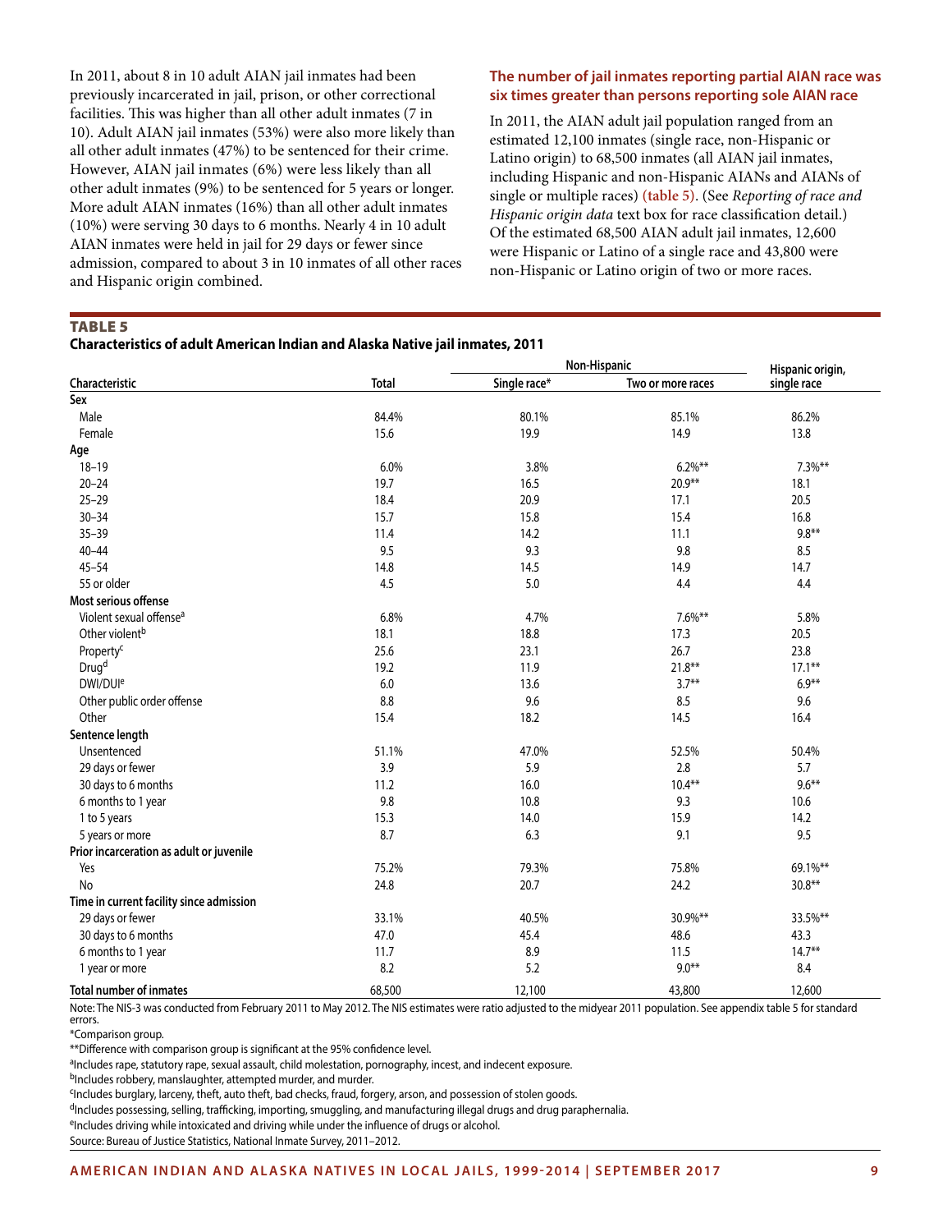In 2011, about 8 in 10 adult AIAN jail inmates had been previously incarcerated in jail, prison, or other correctional facilities. This was higher than all other adult inmates (7 in 10). Adult AIAN jail inmates (53%) were also more likely than all other adult inmates (47%) to be sentenced for their crime. However, AIAN jail inmates (6%) were less likely than all other adult inmates (9%) to be sentenced for 5 years or longer. More adult AIAN inmates (16%) than all other adult inmates (10%) were serving 30 days to 6 months. Nearly 4 in 10 adult AIAN inmates were held in jail for 29 days or fewer since admission, compared to about 3 in 10 inmates of all other races and Hispanic origin combined.

### The number of jail inmates reporting partial AIAN race was six times greater than persons reporting sole AIAN race

In 2011, the AIAN adult jail population ranged from an estimated 12,100 inmates (single race, non-Hispanic or Latino origin) to 68,500 inmates (all AIAN jail inmates, including Hispanic and non-Hispanic AIANs and AIANs of single or multiple races) (table 5). (See *Reporting of race and Hispanic origin data* text box for race classification detail.) Of the estimated 68,500 AIAN adult jail inmates, 12,600 were Hispanic or Latino of a single race and 43,800 were non-Hispanic or Latino origin of two or more races.

**TABLE 5**
**Characteristics of adult American Indian and Alaska Native jail inmates, 2011**

| | | Non-Hispanic | | Hispanic origin, |
|---|---|---|---|---|
| Characteristic | Total | Single race* | Two or more races | single race |
| **Sex** | | | | |
| Male | 84.4% | 80.1% | 85.1% | 86.2% |
| Female | 15.6 | 19.9 | 14.9 | 13.8 |
| **Age** | | | | |
| 18–19 | 6.0% | 3.8% | 6.2%** | 7.3%** |
| 20–24 | 19.7 | 16.5 | 20.9** | 18.1 |
| 25–29 | 18.4 | 20.9 | 17.1 | 20.5 |
| 30–34 | 15.7 | 15.8 | 15.4 | 16.8 |
| 35–39 | 11.4 | 14.2 | 11.1 | 9.8** |
| 40–44 | 9.5 | 9.3 | 9.8 | 8.5 |
| 45–54 | 14.8 | 14.5 | 14.9 | 14.7 |
| 55 or older | 4.5 | 5.0 | 4.4 | 4.4 |
| **Most serious offense** | | | | |
| Violent sexual offense[a] | 6.8% | 4.7% | 7.6%** | 5.8% |
| Other violent[b] | 18.1 | 18.8 | 17.3 | 20.5 |
| Property[c] | 25.6 | 23.1 | 26.7 | 23.8 |
| Drug[d] | 19.2 | 11.9 | 21.8** | 17.1** |
| DWI/DUI[e] | 6.0 | 13.6 | 3.7** | 6.9** |
| Other public order offense | 8.8 | 9.6 | 8.5 | 9.6 |
| Other | 15.4 | 18.2 | 14.5 | 16.4 |
| **Sentence length** | | | | |
| Unsentenced | 51.1% | 47.0% | 52.5% | 50.4% |
| 29 days or fewer | 3.9 | 5.9 | 2.8 | 5.7 |
| 30 days to 6 months | 11.2 | 16.0 | 10.4** | 9.6** |
| 6 months to 1 year | 9.8 | 10.8 | 9.3 | 10.6 |
| 1 to 5 years | 15.3 | 14.0 | 15.9 | 14.2 |
| 5 years or more | 8.7 | 6.3 | 9.1 | 9.5 |
| **Prior incarceration as adult or juvenile** | | | | |
| Yes | 75.2% | 79.3% | 75.8% | 69.1%** |
| No | 24.8 | 20.7 | 24.2 | 30.8** |
| **Time in current facility since admission** | | | | |
| 29 days or fewer | 33.1% | 40.5% | 30.9%** | 33.5%** |
| 30 days to 6 months | 47.0 | 45.4 | 48.6 | 43.3 |
| 6 months to 1 year | 11.7 | 8.9 | 11.5 | 14.7** |
| 1 year or more | 8.2 | 5.2 | 9.0** | 8.4 |
| **Total number of inmates** | 68,500 | 12,100 | 43,800 | 12,600 |

Note: The NIS-3 was conducted from February 2011 to May 2012. The NIS estimates were ratio adjusted to the midyear 2011 population. See appendix table 5 for standard errors.

*Comparison group.

**Difference with comparison group is significant at the 95% confidence level.

[a]Includes rape, statutory rape, sexual assault, child molestation, pornography, incest, and indecent exposure.

[b]Includes robbery, manslaughter, attempted murder, and murder.

[c]Includes burglary, larceny, theft, auto theft, bad checks, fraud, forgery, arson, and possession of stolen goods.

[d]Includes possessing, selling, trafficking, importing, smuggling, and manufacturing illegal drugs and drug paraphernalia.

[e]Includes driving while intoxicated and driving while under the influence of drugs or alcohol.

Source: Bureau of Justice Statistics, National Inmate Survey, 2011–2012.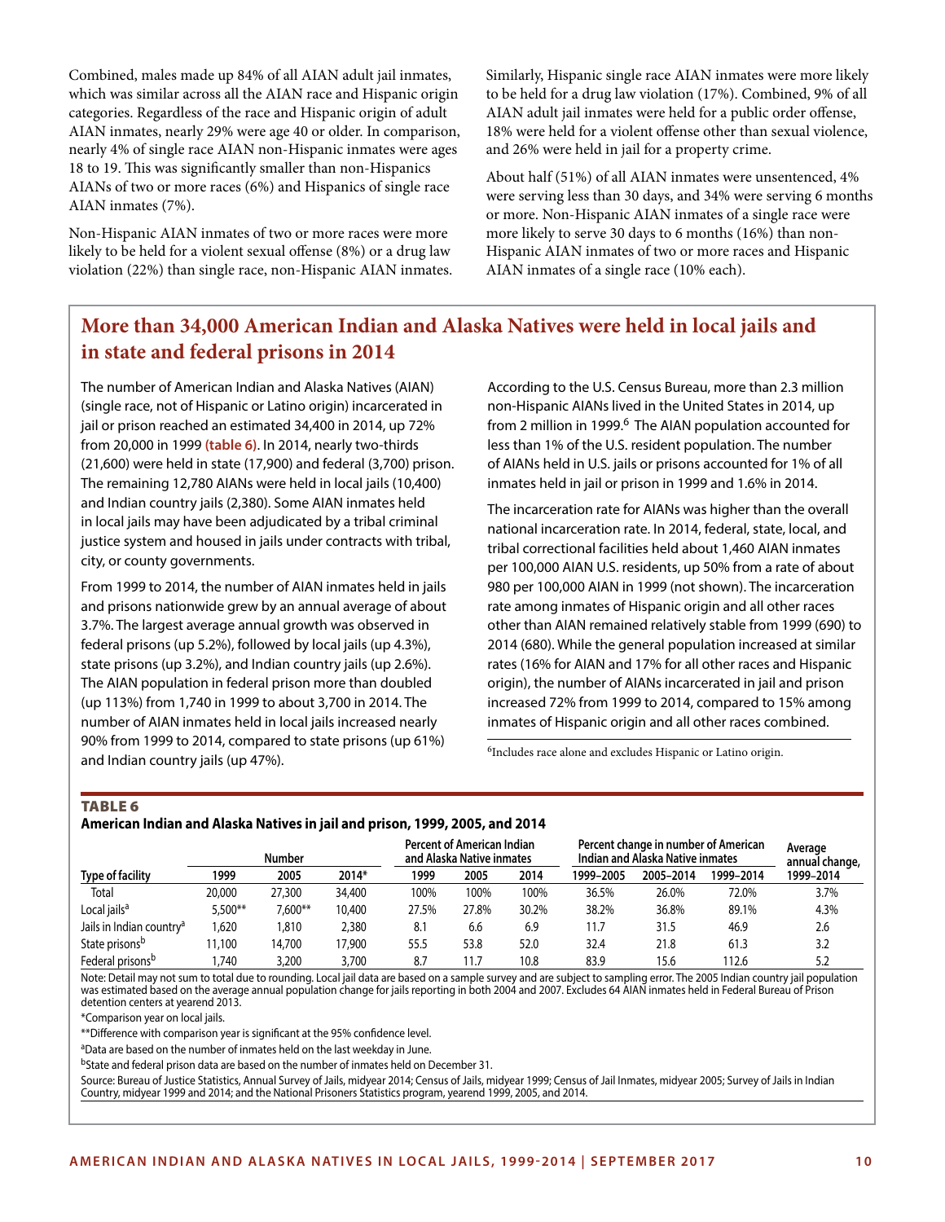Combined, males made up 84% of all AIAN adult jail inmates, which was similar across all the AIAN race and Hispanic origin categories. Regardless of the race and Hispanic origin of adult AIAN inmates, nearly 29% were age 40 or older. In comparison, nearly 4% of single race AIAN non-Hispanic inmates were ages 18 to 19. This was significantly smaller than non-Hispanics AIANs of two or more races (6%) and Hispanics of single race AIAN inmates (7%).

Non-Hispanic AIAN inmates of two or more races were more likely to be held for a violent sexual offense (8%) or a drug law violation (22%) than single race, non-Hispanic AIAN inmates. Similarly, Hispanic single race AIAN inmates were more likely to be held for a drug law violation (17%). Combined, 9% of all AIAN adult jail inmates were held for a public order offense, 18% were held for a violent offense other than sexual violence, and 26% were held in jail for a property crime.

About half (51%) of all AIAN inmates were unsentenced, 4% were serving less than 30 days, and 34% were serving 6 months or more. Non-Hispanic AIAN inmates of a single race were more likely to serve 30 days to 6 months (16%) than non-Hispanic AIAN inmates of two or more races and Hispanic AIAN inmates of a single race (10% each).

## More than 34,000 American Indian and Alaska Natives were held in local jails and in state and federal prisons in 2014

The number of American Indian and Alaska Natives (AIAN) (single race, not of Hispanic or Latino origin) incarcerated in jail or prison reached an estimated 34,400 in 2014, up 72% from 20,000 in 1999 **(table 6)**. In 2014, nearly two-thirds (21,600) were held in state (17,900) and federal (3,700) prison. The remaining 12,780 AIANs were held in local jails (10,400) and Indian country jails (2,380). Some AIAN inmates held in local jails may have been adjudicated by a tribal criminal justice system and housed in jails under contracts with tribal, city, or county governments.

From 1999 to 2014, the number of AIAN inmates held in jails and prisons nationwide grew by an annual average of about 3.7%. The largest average annual growth was observed in federal prisons (up 5.2%), followed by local jails (up 4.3%), state prisons (up 3.2%), and Indian country jails (up 2.6%). The AIAN population in federal prison more than doubled (up 113%) from 1,740 in 1999 to about 3,700 in 2014. The number of AIAN inmates held in local jails increased nearly 90% from 1999 to 2014, compared to state prisons (up 61%) and Indian country jails (up 47%).

According to the U.S. Census Bureau, more than 2.3 million non-Hispanic AIANs lived in the United States in 2014, up from 2 million in 1999.[6] The AIAN population accounted for less than 1% of the U.S. resident population. The number of AIANs held in U.S. jails or prisons accounted for 1% of all inmates held in jail or prison in 1999 and 1.6% in 2014.

The incarceration rate for AIANs was higher than the overall national incarceration rate. In 2014, federal, state, local, and tribal correctional facilities held about 1,460 AIAN inmates per 100,000 AIAN U.S. residents, up 50% from a rate of about 980 per 100,000 AIAN in 1999 (not shown). The incarceration rate among inmates of Hispanic origin and all other races other than AIAN remained relatively stable from 1999 (690) to 2014 (680). While the general population increased at similar rates (16% for AIAN and 17% for all other races and Hispanic origin), the number of AIANs incarcerated in jail and prison increased 72% from 1999 to 2014, compared to 15% among inmates of Hispanic origin and all other races combined.

[6]Includes race alone and excludes Hispanic or Latino origin.

**TABLE 6**
**American Indian and Alaska Natives in jail and prison, 1999, 2005, and 2014**

| Type of facility | Number | | | Percent of American Indian and Alaska Native inmates | | | Percent change in number of American Indian and Alaska Native inmates | | | Average annual change, |
|---|---|---|---|---|---|---|---|---|---|---|
| | 1999 | 2005 | 2014* | 1999 | 2005 | 2014 | 1999–2005 | 2005–2014 | 1999–2014 | 1999–2014 |
| Total | 20,000 | 27,300 | 34,400 | 100% | 100% | 100% | 36.5% | 26.0% | 72.0% | 3.7% |
| Local jails[a] | 5,500** | 7,600** | 10,400 | 27.5% | 27.8% | 30.2% | 38.2% | 36.8% | 89.1% | 4.3% |
| Jails in Indian country[a] | 1,620 | 1,810 | 2,380 | 8.1 | 6.6 | 6.9 | 11.7 | 31.5 | 46.9 | 2.6 |
| State prisons[b] | 11,100 | 14,700 | 17,900 | 55.5 | 53.8 | 52.0 | 32.4 | 21.8 | 61.3 | 3.2 |
| Federal prisons[b] | 1,740 | 3,200 | 3,700 | 8.7 | 11.7 | 10.8 | 83.9 | 15.6 | 112.6 | 5.2 |

Note: Detail may not sum to total due to rounding. Local jail data are based on a sample survey and are subject to sampling error. The 2005 Indian country jail population was estimated based on the average annual population change for jails reporting in both 2004 and 2007. Excludes 64 AIAN inmates held in Federal Bureau of Prison detention centers at yearend 2013.

*Comparison year on local jails.

**Difference with comparison year is significant at the 95% confidence level.

[a]Data are based on the number of inmates held on the last weekday in June.

[b]State and federal prison data are based on the number of inmates held on December 31.

Source: Bureau of Justice Statistics, Annual Survey of Jails, midyear 2014; Census of Jails, midyear 1999; Census of Jail Inmates, midyear 2005; Survey of Jails in Indian Country, midyear 1999 and 2014; and the National Prisoners Statistics program, yearend 1999, 2005, and 2014.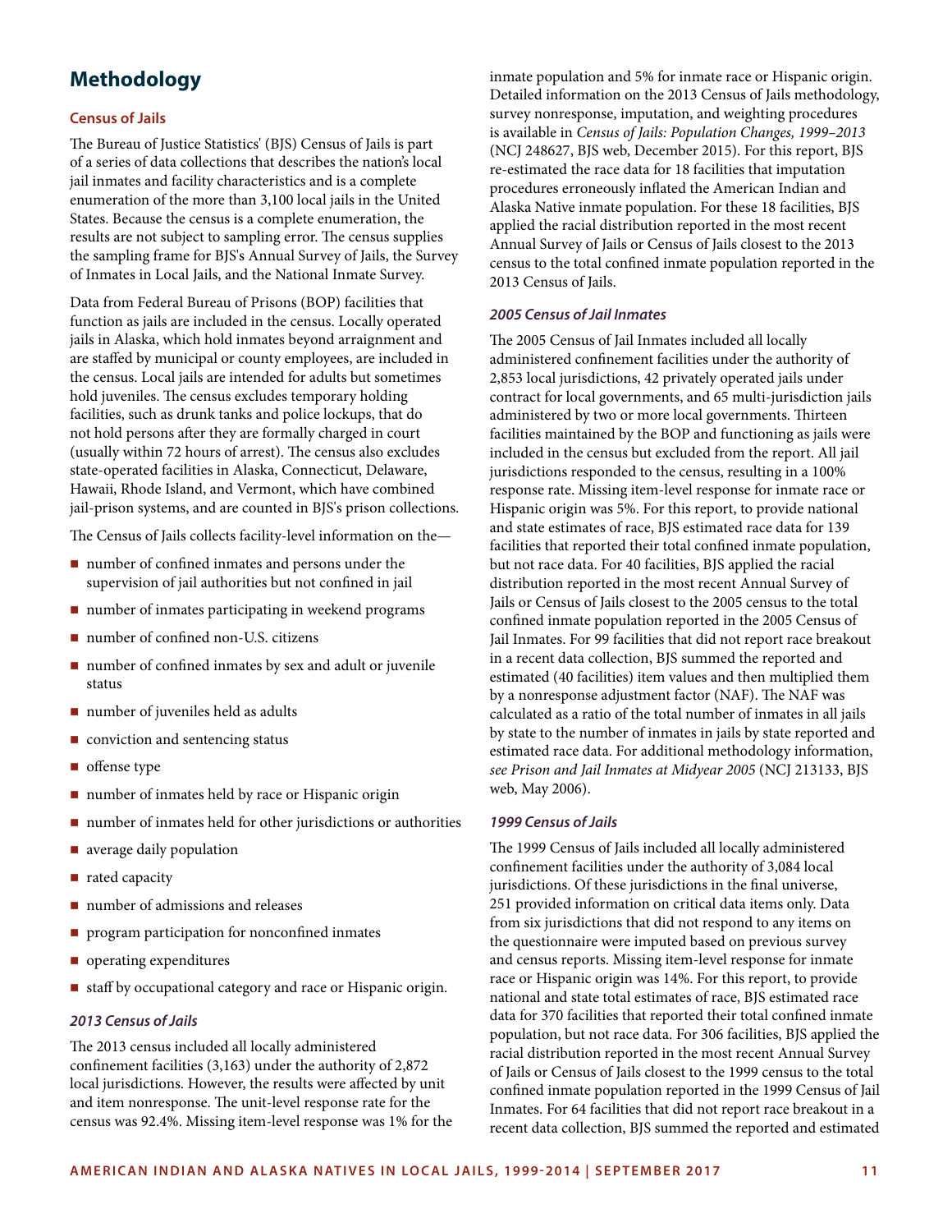## Methodology

### Census of Jails

The Bureau of Justice Statistics' (BJS) Census of Jails is part of a series of data collections that describes the nation's local jail inmates and facility characteristics and is a complete enumeration of the more than 3,100 local jails in the United States. Because the census is a complete enumeration, the results are not subject to sampling error. The census supplies the sampling frame for BJS's Annual Survey of Jails, the Survey of Inmates in Local Jails, and the National Inmate Survey.

Data from Federal Bureau of Prisons (BOP) facilities that function as jails are included in the census. Locally operated jails in Alaska, which hold inmates beyond arraignment and are staffed by municipal or county employees, are included in the census. Local jails are intended for adults but sometimes hold juveniles. The census excludes temporary holding facilities, such as drunk tanks and police lockups, that do not hold persons after they are formally charged in court (usually within 72 hours of arrest). The census also excludes state-operated facilities in Alaska, Connecticut, Delaware, Hawaii, Rhode Island, and Vermont, which have combined jail-prison systems, and are counted in BJS's prison collections.

The Census of Jails collects facility-level information on the—

- number of confined inmates and persons under the supervision of jail authorities but not confined in jail
- number of inmates participating in weekend programs
- number of confined non-U.S. citizens
- number of confined inmates by sex and adult or juvenile status
- number of juveniles held as adults
- conviction and sentencing status
- offense type
- number of inmates held by race or Hispanic origin
- number of inmates held for other jurisdictions or authorities
- average daily population
- rated capacity
- number of admissions and releases
- program participation for nonconfined inmates
- operating expenditures
- staff by occupational category and race or Hispanic origin.

#### *2013 Census of Jails*

The 2013 census included all locally administered confinement facilities (3,163) under the authority of 2,872 local jurisdictions. However, the results were affected by unit and item nonresponse. The unit-level response rate for the census was 92.4%. Missing item-level response was 1% for the inmate population and 5% for inmate race or Hispanic origin. Detailed information on the 2013 Census of Jails methodology, survey nonresponse, imputation, and weighting procedures is available in *Census of Jails: Population Changes, 1999–2013* (NCJ 248627, BJS web, December 2015). For this report, BJS re-estimated the race data for 18 facilities that imputation procedures erroneously inflated the American Indian and Alaska Native inmate population. For these 18 facilities, BJS applied the racial distribution reported in the most recent Annual Survey of Jails or Census of Jails closest to the 2013 census to the total confined inmate population reported in the 2013 Census of Jails.

#### *2005 Census of Jail Inmates*

The 2005 Census of Jail Inmates included all locally administered confinement facilities under the authority of 2,853 local jurisdictions, 42 privately operated jails under contract for local governments, and 65 multi-jurisdiction jails administered by two or more local governments. Thirteen facilities maintained by the BOP and functioning as jails were included in the census but excluded from the report. All jail jurisdictions responded to the census, resulting in a 100% response rate. Missing item-level response for inmate race or Hispanic origin was 5%. For this report, to provide national and state estimates of race, BJS estimated race data for 139 facilities that reported their total confined inmate population, but not race data. For 40 facilities, BJS applied the racial distribution reported in the most recent Annual Survey of Jails or Census of Jails closest to the 2005 census to the total confined inmate population reported in the 2005 Census of Jail Inmates. For 99 facilities that did not report race breakout in a recent data collection, BJS summed the reported and estimated (40 facilities) item values and then multiplied them by a nonresponse adjustment factor (NAF). The NAF was calculated as a ratio of the total number of inmates in all jails by state to the number of inmates in jails by state reported and estimated race data. For additional methodology information, *see Prison and Jail Inmates at Midyear 2005* (NCJ 213133, BJS web, May 2006).

#### *1999 Census of Jails*

The 1999 Census of Jails included all locally administered confinement facilities under the authority of 3,084 local jurisdictions. Of these jurisdictions in the final universe, 251 provided information on critical data items only. Data from six jurisdictions that did not respond to any items on the questionnaire were imputed based on previous survey and census reports. Missing item-level response for inmate race or Hispanic origin was 14%. For this report, to provide national and state total estimates of race, BJS estimated race data for 370 facilities that reported their total confined inmate population, but not race data. For 306 facilities, BJS applied the racial distribution reported in the most recent Annual Survey of Jails or Census of Jails closest to the 1999 census to the total confined inmate population reported in the 1999 Census of Jail Inmates. For 64 facilities that did not report race breakout in a recent data collection, BJS summed the reported and estimated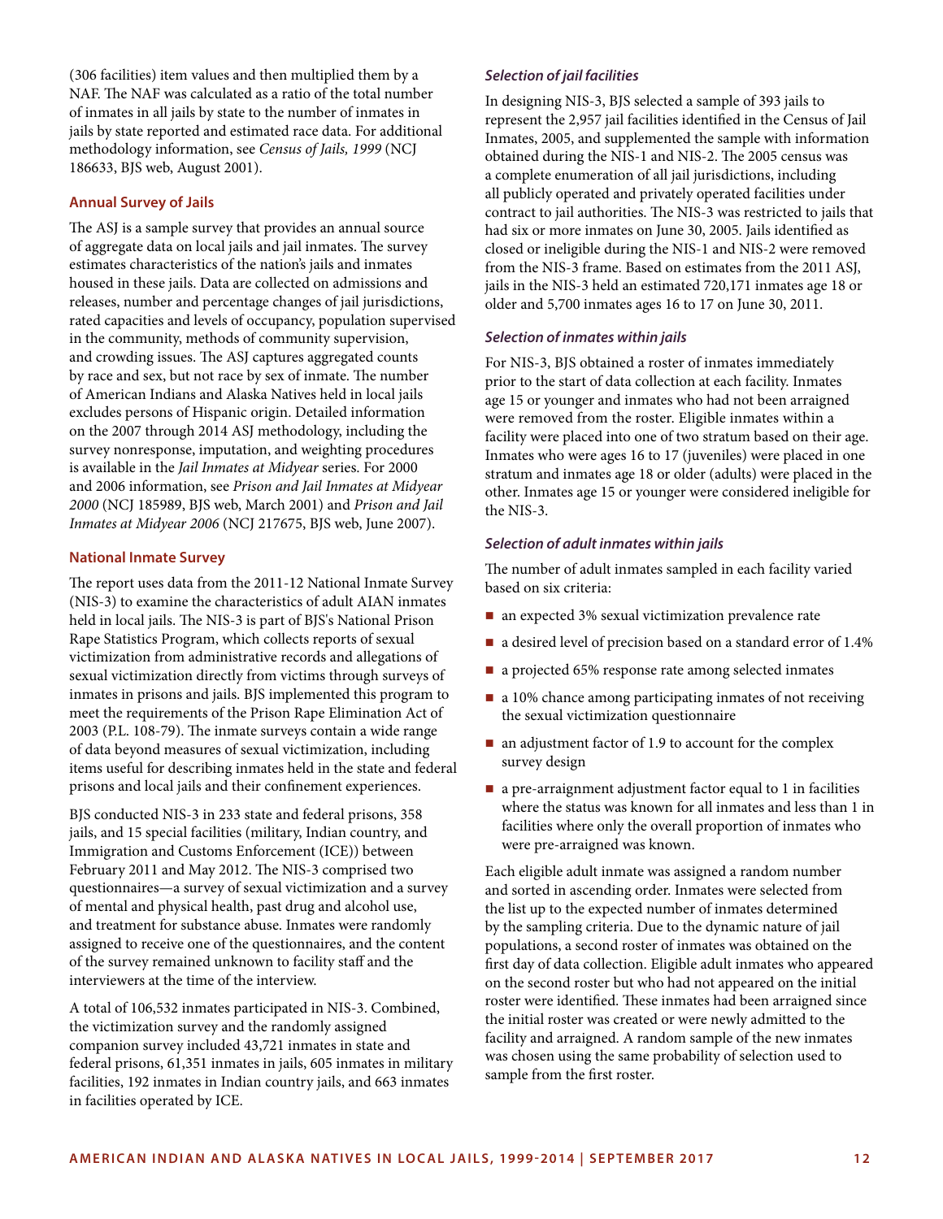(306 facilities) item values and then multiplied them by a NAF. The NAF was calculated as a ratio of the total number of inmates in all jails by state to the number of inmates in jails by state reported and estimated race data. For additional methodology information, see *Census of Jails, 1999* (NCJ 186633, BJS web, August 2001).

### Annual Survey of Jails

The ASJ is a sample survey that provides an annual source of aggregate data on local jails and jail inmates. The survey estimates characteristics of the nation's jails and inmates housed in these jails. Data are collected on admissions and releases, number and percentage changes of jail jurisdictions, rated capacities and levels of occupancy, population supervised in the community, methods of community supervision, and crowding issues. The ASJ captures aggregated counts by race and sex, but not race by sex of inmate. The number of American Indians and Alaska Natives held in local jails excludes persons of Hispanic origin. Detailed information on the 2007 through 2014 ASJ methodology, including the survey nonresponse, imputation, and weighting procedures is available in the *Jail Inmates at Midyear* series. For 2000 and 2006 information, see *Prison and Jail Inmates at Midyear 2000* (NCJ 185989, BJS web, March 2001) and *Prison and Jail Inmates at Midyear 2006* (NCJ 217675, BJS web, June 2007).

### National Inmate Survey

The report uses data from the 2011-12 National Inmate Survey (NIS-3) to examine the characteristics of adult AIAN inmates held in local jails. The NIS-3 is part of BJS's National Prison Rape Statistics Program, which collects reports of sexual victimization from administrative records and allegations of sexual victimization directly from victims through surveys of inmates in prisons and jails. BJS implemented this program to meet the requirements of the Prison Rape Elimination Act of 2003 (P.L. 108-79). The inmate surveys contain a wide range of data beyond measures of sexual victimization, including items useful for describing inmates held in the state and federal prisons and local jails and their confinement experiences.

BJS conducted NIS-3 in 233 state and federal prisons, 358 jails, and 15 special facilities (military, Indian country, and Immigration and Customs Enforcement (ICE)) between February 2011 and May 2012. The NIS-3 comprised two questionnaires—a survey of sexual victimization and a survey of mental and physical health, past drug and alcohol use, and treatment for substance abuse. Inmates were randomly assigned to receive one of the questionnaires, and the content of the survey remained unknown to facility staff and the interviewers at the time of the interview.

A total of 106,532 inmates participated in NIS-3. Combined, the victimization survey and the randomly assigned companion survey included 43,721 inmates in state and federal prisons, 61,351 inmates in jails, 605 inmates in military facilities, 192 inmates in Indian country jails, and 663 inmates in facilities operated by ICE.

#### *Selection of jail facilities*

In designing NIS-3, BJS selected a sample of 393 jails to represent the 2,957 jail facilities identified in the Census of Jail Inmates, 2005, and supplemented the sample with information obtained during the NIS-1 and NIS-2. The 2005 census was a complete enumeration of all jail jurisdictions, including all publicly operated and privately operated facilities under contract to jail authorities. The NIS-3 was restricted to jails that had six or more inmates on June 30, 2005. Jails identified as closed or ineligible during the NIS-1 and NIS-2 were removed from the NIS-3 frame. Based on estimates from the 2011 ASJ, jails in the NIS-3 held an estimated 720,171 inmates age 18 or older and 5,700 inmates ages 16 to 17 on June 30, 2011.

#### *Selection of inmates within jails*

For NIS-3, BJS obtained a roster of inmates immediately prior to the start of data collection at each facility. Inmates age 15 or younger and inmates who had not been arraigned were removed from the roster. Eligible inmates within a facility were placed into one of two stratum based on their age. Inmates who were ages 16 to 17 (juveniles) were placed in one stratum and inmates age 18 or older (adults) were placed in the other. Inmates age 15 or younger were considered ineligible for the NIS-3.

#### *Selection of adult inmates within jails*

The number of adult inmates sampled in each facility varied based on six criteria:

- an expected 3% sexual victimization prevalence rate
- a desired level of precision based on a standard error of 1.4%
- a projected 65% response rate among selected inmates
- a 10% chance among participating inmates of not receiving the sexual victimization questionnaire
- an adjustment factor of 1.9 to account for the complex survey design
- a pre-arraignment adjustment factor equal to 1 in facilities where the status was known for all inmates and less than 1 in facilities where only the overall proportion of inmates who were pre-arraigned was known.

Each eligible adult inmate was assigned a random number and sorted in ascending order. Inmates were selected from the list up to the expected number of inmates determined by the sampling criteria. Due to the dynamic nature of jail populations, a second roster of inmates was obtained on the first day of data collection. Eligible adult inmates who appeared on the second roster but who had not appeared on the initial roster were identified. These inmates had been arraigned since the initial roster was created or were newly admitted to the facility and arraigned. A random sample of the new inmates was chosen using the same probability of selection used to sample from the first roster.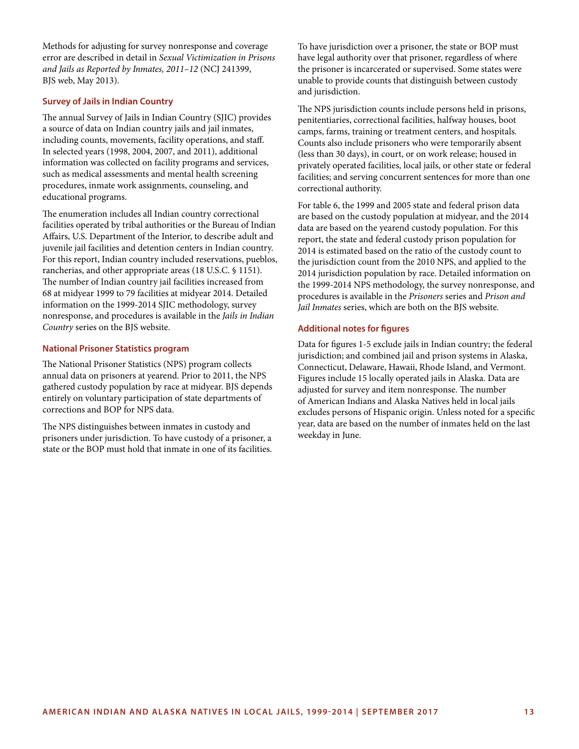Methods for adjusting for survey nonresponse and coverage error are described in detail in *Sexual Victimization in Prisons and Jails as Reported by Inmates, 2011–12* (NCJ 241399, BJS web, May 2013).

### Survey of Jails in Indian Country

The annual Survey of Jails in Indian Country (SJIC) provides a source of data on Indian country jails and jail inmates, including counts, movements, facility operations, and staff. In selected years (1998, 2004, 2007, and 2011), additional information was collected on facility programs and services, such as medical assessments and mental health screening procedures, inmate work assignments, counseling, and educational programs.

The enumeration includes all Indian country correctional facilities operated by tribal authorities or the Bureau of Indian Affairs, U.S. Department of the Interior, to describe adult and juvenile jail facilities and detention centers in Indian country. For this report, Indian country included reservations, pueblos, rancherias, and other appropriate areas (18 U.S.C. § 1151). The number of Indian country jail facilities increased from 68 at midyear 1999 to 79 facilities at midyear 2014. Detailed information on the 1999-2014 SJIC methodology, survey nonresponse, and procedures is available in the *Jails in Indian Country* series on the BJS website.

### National Prisoner Statistics program

The National Prisoner Statistics (NPS) program collects annual data on prisoners at yearend. Prior to 2011, the NPS gathered custody population by race at midyear. BJS depends entirely on voluntary participation of state departments of corrections and BOP for NPS data.

The NPS distinguishes between inmates in custody and prisoners under jurisdiction. To have custody of a prisoner, a state or the BOP must hold that inmate in one of its facilities. To have jurisdiction over a prisoner, the state or BOP must have legal authority over that prisoner, regardless of where the prisoner is incarcerated or supervised. Some states were unable to provide counts that distinguish between custody and jurisdiction.

The NPS jurisdiction counts include persons held in prisons, penitentiaries, correctional facilities, halfway houses, boot camps, farms, training or treatment centers, and hospitals. Counts also include prisoners who were temporarily absent (less than 30 days), in court, or on work release; housed in privately operated facilities, local jails, or other state or federal facilities; and serving concurrent sentences for more than one correctional authority.

For table 6, the 1999 and 2005 state and federal prison data are based on the custody population at midyear, and the 2014 data are based on the yearend custody population. For this report, the state and federal custody prison population for 2014 is estimated based on the ratio of the custody count to the jurisdiction count from the 2010 NPS, and applied to the 2014 jurisdiction population by race. Detailed information on the 1999-2014 NPS methodology, the survey nonresponse, and procedures is available in the *Prisoners* series and *Prison and Jail Inmates* series, which are both on the BJS website.

### Additional notes for figures

Data for figures 1-5 exclude jails in Indian country; the federal jurisdiction; and combined jail and prison systems in Alaska, Connecticut, Delaware, Hawaii, Rhode Island, and Vermont. Figures include 15 locally operated jails in Alaska. Data are adjusted for survey and item nonresponse. The number of American Indians and Alaska Natives held in local jails excludes persons of Hispanic origin. Unless noted for a specific year, data are based on the number of inmates held on the last weekday in June.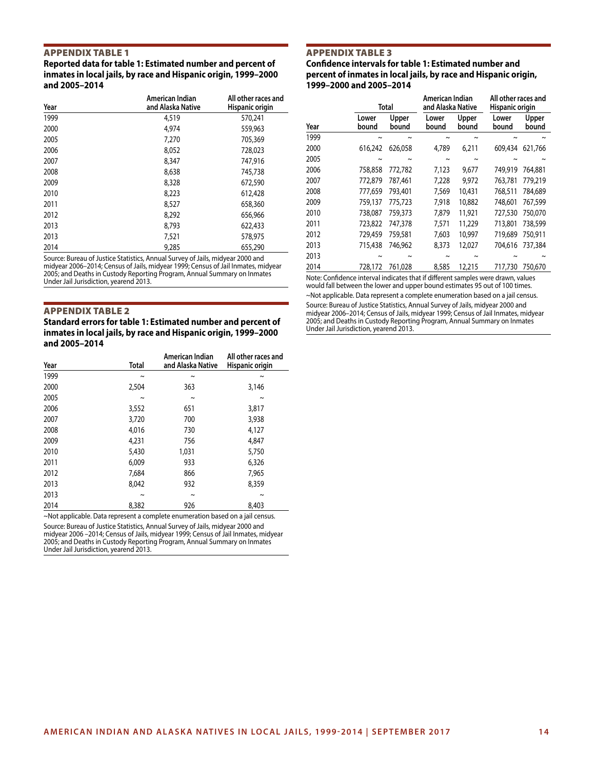## APPENDIX TABLE 1

**Reported data for table 1: Estimated number and percent of inmates in local jails, by race and Hispanic origin, 1999–2000 and 2005–2014**

| Year | American Indian and Alaska Native | All other races and Hispanic origin |
|---|---|---|
| 1999 | 4,519 | 570,241 |
| 2000 | 4,974 | 559,963 |
| 2005 | 7,270 | 705,369 |
| 2006 | 8,052 | 728,023 |
| 2007 | 8,347 | 747,916 |
| 2008 | 8,638 | 745,738 |
| 2009 | 8,328 | 672,590 |
| 2010 | 8,223 | 612,428 |
| 2011 | 8,527 | 658,360 |
| 2012 | 8,292 | 656,966 |
| 2013 | 8,793 | 622,433 |
| 2013 | 7,521 | 578,975 |
| 2014 | 9,285 | 655,290 |

Source: Bureau of Justice Statistics, Annual Survey of Jails, midyear 2000 and midyear 2006–2014; Census of Jails, midyear 1999; Census of Jail Inmates, midyear 2005; and Deaths in Custody Reporting Program, Annual Summary on Inmates Under Jail Jurisdiction, yearend 2013.

## APPENDIX TABLE 2

**Standard errors for table 1: Estimated number and percent of inmates in local jails, by race and Hispanic origin, 1999–2000 and 2005–2014**

| Year | Total | American Indian and Alaska Native | All other races and Hispanic origin |
|---|---|---|---|
| 1999 | ~ | ~ | ~ |
| 2000 | 2,504 | 363 | 3,146 |
| 2005 | ~ | ~ | ~ |
| 2006 | 3,552 | 651 | 3,817 |
| 2007 | 3,720 | 700 | 3,938 |
| 2008 | 4,016 | 730 | 4,127 |
| 2009 | 4,231 | 756 | 4,847 |
| 2010 | 5,430 | 1,031 | 5,750 |
| 2011 | 6,009 | 933 | 6,326 |
| 2012 | 7,684 | 866 | 7,965 |
| 2013 | 8,042 | 932 | 8,359 |
| 2013 | ~ | ~ | ~ |
| 2014 | 8,382 | 926 | 8,403 |

~Not applicable. Data represent a complete enumeration based on a jail census.

Source: Bureau of Justice Statistics, Annual Survey of Jails, midyear 2000 and midyear 2006 –2014; Census of Jails, midyear 1999; Census of Jail Inmates, midyear 2005; and Deaths in Custody Reporting Program, Annual Summary on Inmates Under Jail Jurisdiction, yearend 2013.

## APPENDIX TABLE 3

**Confidence intervals for table 1: Estimated number and percent of inmates in local jails, by race and Hispanic origin, 1999–2000 and 2005–2014**

| | Total | | American Indian and Alaska Native | | All other races and Hispanic origin | |
|---|---|---|---|---|---|---|
| Year | Lower bound | Upper bound | Lower bound | Upper bound | Lower bound | Upper bound |
| 1999 | ~ | ~ | ~ | ~ | ~ | ~ |
| 2000 | 616,242 | 626,058 | 4,789 | 6,211 | 609,434 | 621,766 |
| 2005 | ~ | ~ | ~ | ~ | ~ | ~ |
| 2006 | 758,858 | 772,782 | 7,123 | 9,677 | 749,919 | 764,881 |
| 2007 | 772,879 | 787,461 | 7,228 | 9,972 | 763,781 | 779,219 |
| 2008 | 777,659 | 793,401 | 7,569 | 10,431 | 768,511 | 784,689 |
| 2009 | 759,137 | 775,723 | 7,918 | 10,882 | 748,601 | 767,599 |
| 2010 | 738,087 | 759,373 | 7,879 | 11,921 | 727,530 | 750,070 |
| 2011 | 723,822 | 747,378 | 7,571 | 11,229 | 713,801 | 738,599 |
| 2012 | 729,459 | 759,581 | 7,603 | 10,997 | 719,689 | 750,911 |
| 2013 | 715,438 | 746,962 | 8,373 | 12,027 | 704,616 | 737,384 |
| 2013 | ~ | ~ | ~ | ~ | ~ | ~ |
| 2014 | 728,172 | 761,028 | 8,585 | 12,215 | 717,730 | 750,670 |

Note: Confidence interval indicates that if different samples were drawn, values would fall between the lower and upper bound estimates 95 out of 100 times.

~Not applicable. Data represent a complete enumeration based on a jail census.

Source: Bureau of Justice Statistics, Annual Survey of Jails, midyear 2000 and midyear 2006–2014; Census of Jails, midyear 1999; Census of Jail Inmates, midyear 2005; and Deaths in Custody Reporting Program, Annual Summary on Inmates Under Jail Jurisdiction, yearend 2013.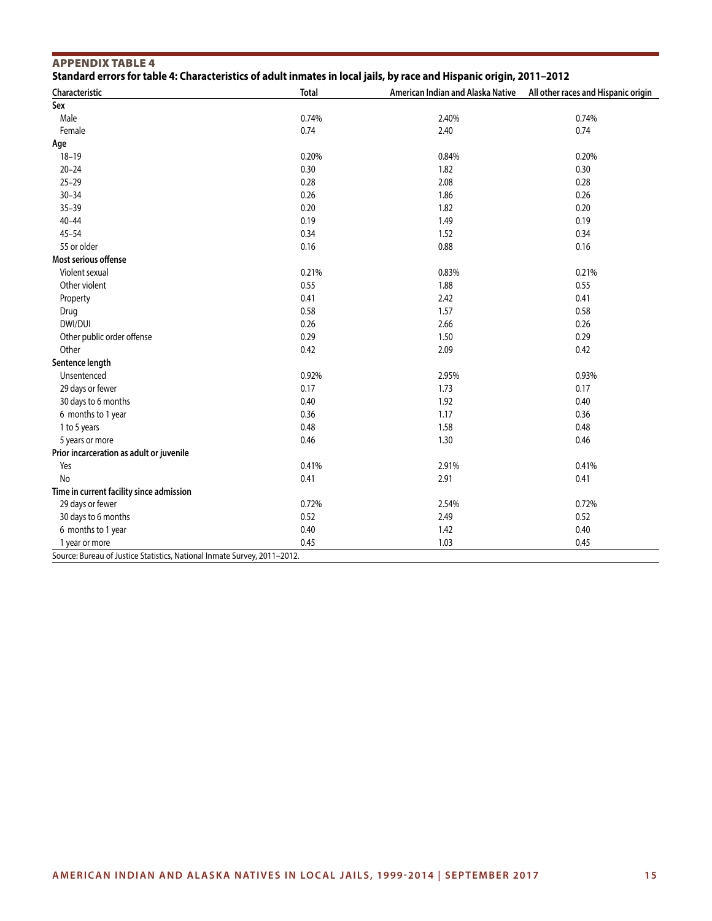## APPENDIX TABLE 4

**Standard errors for table 4: Characteristics of adult inmates in local jails, by race and Hispanic origin, 2011–2012**

| Characteristic | Total | American Indian and Alaska Native | All other races and Hispanic origin |
|---|---|---|---|
| **Sex** | | | |
| Male | 0.74% | 2.40% | 0.74% |
| Female | 0.74 | 2.40 | 0.74 |
| **Age** | | | |
| 18–19 | 0.20% | 0.84% | 0.20% |
| 20–24 | 0.30 | 1.82 | 0.30 |
| 25–29 | 0.28 | 2.08 | 0.28 |
| 30–34 | 0.26 | 1.86 | 0.26 |
| 35–39 | 0.20 | 1.82 | 0.20 |
| 40–44 | 0.19 | 1.49 | 0.19 |
| 45–54 | 0.34 | 1.52 | 0.34 |
| 55 or older | 0.16 | 0.88 | 0.16 |
| **Most serious offense** | | | |
| Violent sexual | 0.21% | 0.83% | 0.21% |
| Other violent | 0.55 | 1.88 | 0.55 |
| Property | 0.41 | 2.42 | 0.41 |
| Drug | 0.58 | 1.57 | 0.58 |
| DWI/DUI | 0.26 | 2.66 | 0.26 |
| Other public order offense | 0.29 | 1.50 | 0.29 |
| Other | 0.42 | 2.09 | 0.42 |
| **Sentence length** | | | |
| Unsentenced | 0.92% | 2.95% | 0.93% |
| 29 days or fewer | 0.17 | 1.73 | 0.17 |
| 30 days to 6 months | 0.40 | 1.92 | 0.40 |
| 6 months to 1 year | 0.36 | 1.17 | 0.36 |
| 1 to 5 years | 0.48 | 1.58 | 0.48 |
| 5 years or more | 0.46 | 1.30 | 0.46 |
| **Prior incarceration as adult or juvenile** | | | |
| Yes | 0.41% | 2.91% | 0.41% |
| No | 0.41 | 2.91 | 0.41 |
| **Time in current facility since admission** | | | |
| 29 days or fewer | 0.72% | 2.54% | 0.72% |
| 30 days to 6 months | 0.52 | 2.49 | 0.52 |
| 6 months to 1 year | 0.40 | 1.42 | 0.40 |
| 1 year or more | 0.45 | 1.03 | 0.45 |

Source: Bureau of Justice Statistics, National Inmate Survey, 2011–2012.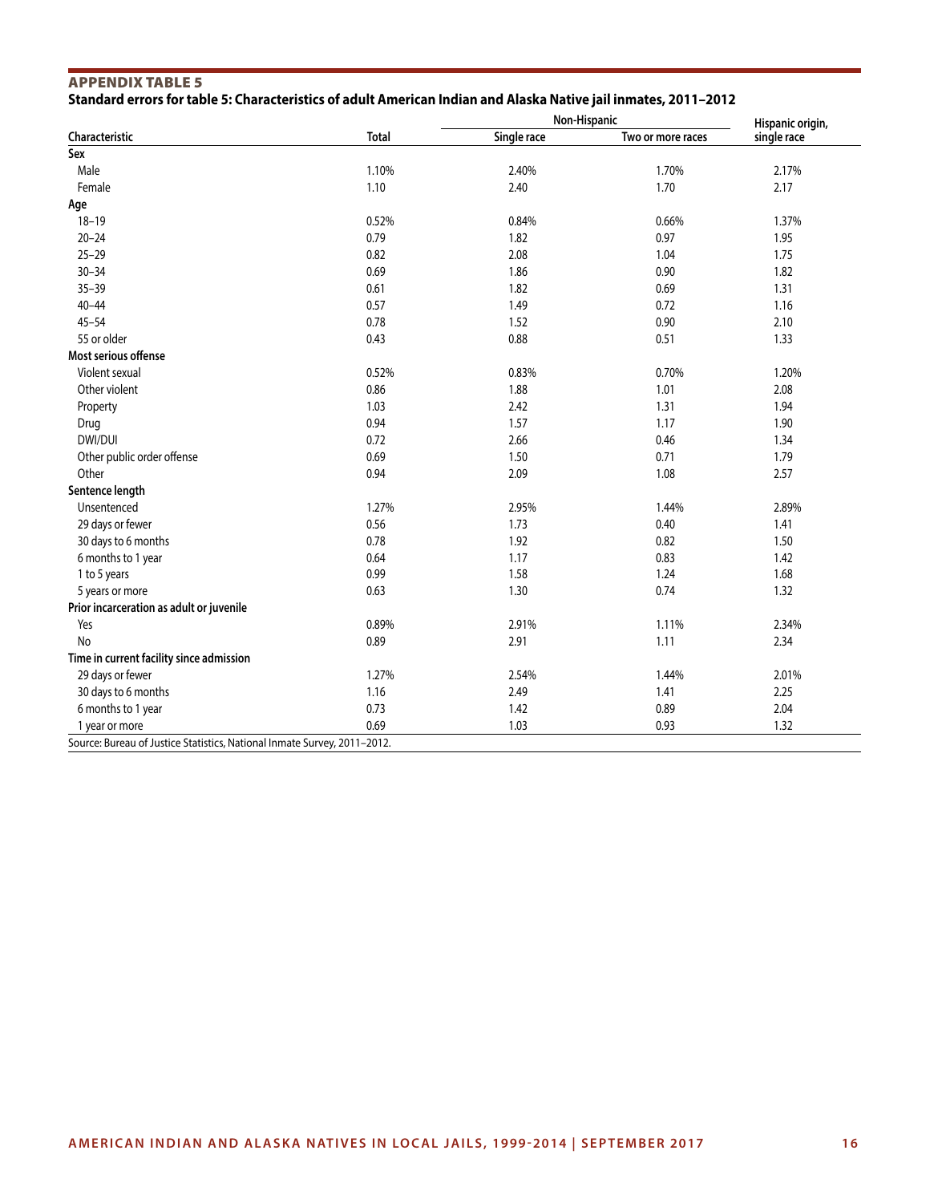## APPENDIX TABLE 5

**Standard errors for table 5: Characteristics of adult American Indian and Alaska Native jail inmates, 2011–2012**

| Characteristic | Total | Non-Hispanic | | Hispanic origin, single race |
|---|---|---|---|---|
| | | Single race | Two or more races | |
| **Sex** | | | | |
| Male | 1.10% | 2.40% | 1.70% | 2.17% |
| Female | 1.10 | 2.40 | 1.70 | 2.17 |
| **Age** | | | | |
| 18–19 | 0.52% | 0.84% | 0.66% | 1.37% |
| 20–24 | 0.79 | 1.82 | 0.97 | 1.95 |
| 25–29 | 0.82 | 2.08 | 1.04 | 1.75 |
| 30–34 | 0.69 | 1.86 | 0.90 | 1.82 |
| 35–39 | 0.61 | 1.82 | 0.69 | 1.31 |
| 40–44 | 0.57 | 1.49 | 0.72 | 1.16 |
| 45–54 | 0.78 | 1.52 | 0.90 | 2.10 |
| 55 or older | 0.43 | 0.88 | 0.51 | 1.33 |
| **Most serious offense** | | | | |
| Violent sexual | 0.52% | 0.83% | 0.70% | 1.20% |
| Other violent | 0.86 | 1.88 | 1.01 | 2.08 |
| Property | 1.03 | 2.42 | 1.31 | 1.94 |
| Drug | 0.94 | 1.57 | 1.17 | 1.90 |
| DWI/DUI | 0.72 | 2.66 | 0.46 | 1.34 |
| Other public order offense | 0.69 | 1.50 | 0.71 | 1.79 |
| Other | 0.94 | 2.09 | 1.08 | 2.57 |
| **Sentence length** | | | | |
| Unsentenced | 1.27% | 2.95% | 1.44% | 2.89% |
| 29 days or fewer | 0.56 | 1.73 | 0.40 | 1.41 |
| 30 days to 6 months | 0.78 | 1.92 | 0.82 | 1.50 |
| 6 months to 1 year | 0.64 | 1.17 | 0.83 | 1.42 |
| 1 to 5 years | 0.99 | 1.58 | 1.24 | 1.68 |
| 5 years or more | 0.63 | 1.30 | 0.74 | 1.32 |
| **Prior incarceration as adult or juvenile** | | | | |
| Yes | 0.89% | 2.91% | 1.11% | 2.34% |
| No | 0.89 | 2.91 | 1.11 | 2.34 |
| **Time in current facility since admission** | | | | |
| 29 days or fewer | 1.27% | 2.54% | 1.44% | 2.01% |
| 30 days to 6 months | 1.16 | 2.49 | 1.41 | 2.25 |
| 6 months to 1 year | 0.73 | 1.42 | 0.89 | 2.04 |
| 1 year or more | 0.69 | 1.03 | 0.93 | 1.32 |

Source: Bureau of Justice Statistics, National Inmate Survey, 2011–2012.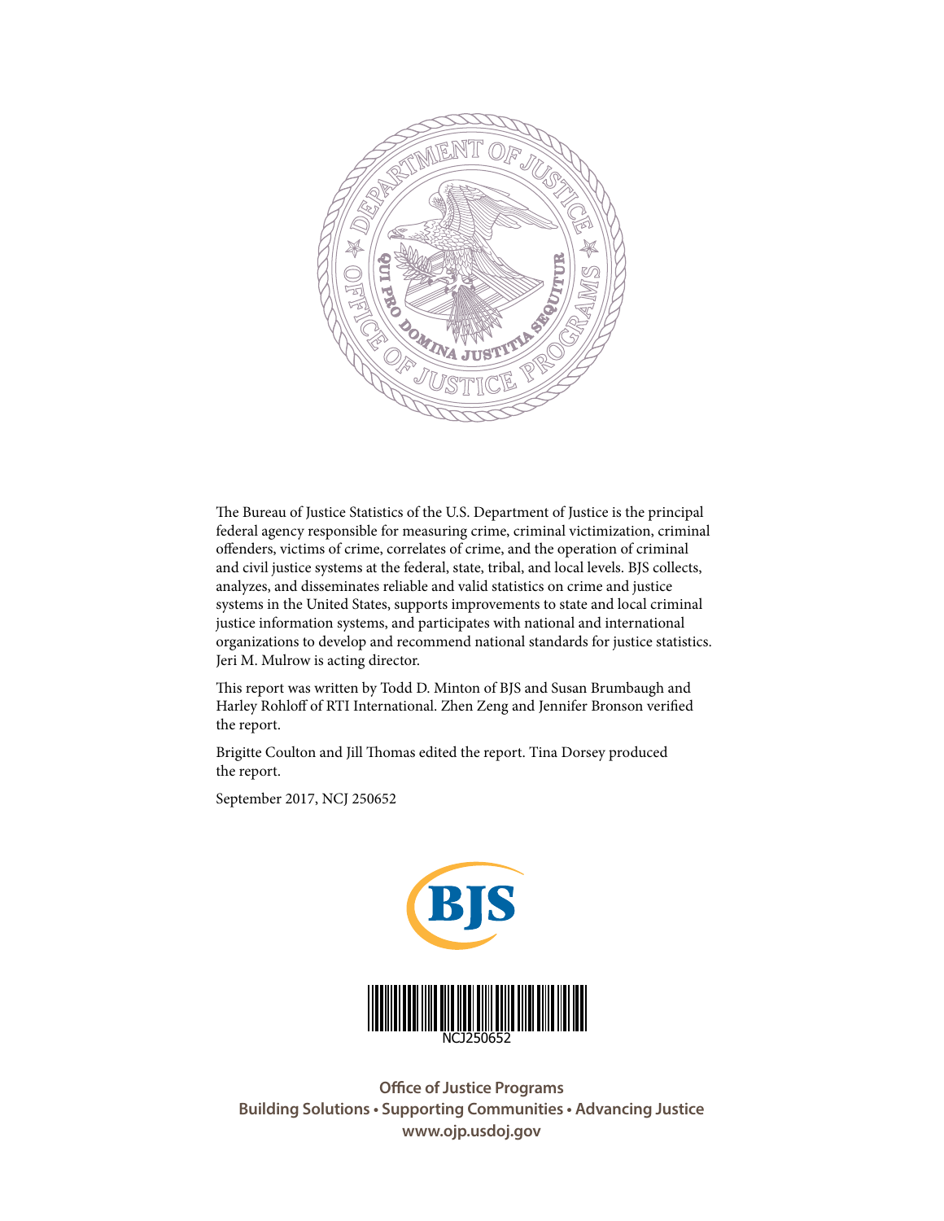The Bureau of Justice Statistics of the U.S. Department of Justice is the principal federal agency responsible for measuring crime, criminal victimization, criminal offenders, victims of crime, correlates of crime, and the operation of criminal and civil justice systems at the federal, state, tribal, and local levels. BJS collects, analyzes, and disseminates reliable and valid statistics on crime and justice systems in the United States, supports improvements to state and local criminal justice information systems, and participates with national and international organizations to develop and recommend national standards for justice statistics. Jeri M. Mulrow is acting director.

This report was written by Todd D. Minton of BJS and Susan Brumbaugh and Harley Rohloff of RTI International. Zhen Zeng and Jennifer Bronson verified the report.

Brigitte Coulton and Jill Thomas edited the report. Tina Dorsey produced the report.

September 2017, NCJ 250652

NCJ250652

**Office of Justice Programs**
**Building Solutions • Supporting Communities • Advancing Justice**
**www.ojp.usdoj.gov**